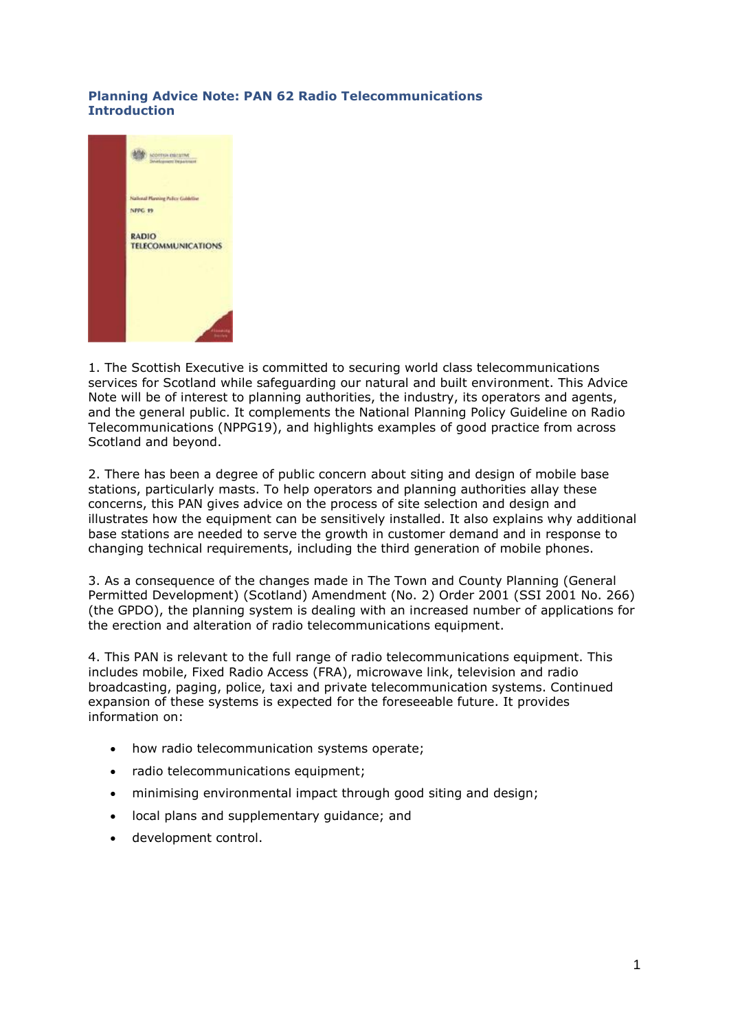# Planning Advice Note: PAN 62 Radio Telecommunications
## Introduction

1. The Scottish Executive is committed to securing world class telecommunications services for Scotland while safeguarding our natural and built environment. This Advice Note will be of interest to planning authorities, the industry, its operators and agents, and the general public. It complements the National Planning Policy Guideline on Radio Telecommunications (NPPG19), and highlights examples of good practice from across Scotland and beyond.

2. There has been a degree of public concern about siting and design of mobile base stations, particularly masts. To help operators and planning authorities allay these concerns, this PAN gives advice on the process of site selection and design and illustrates how the equipment can be sensitively installed. It also explains why additional base stations are needed to serve the growth in customer demand and in response to changing technical requirements, including the third generation of mobile phones.

3. As a consequence of the changes made in The Town and County Planning (General Permitted Development) (Scotland) Amendment (No. 2) Order 2001 (SSI 2001 No. 266) (the GPDO), the planning system is dealing with an increased number of applications for the erection and alteration of radio telecommunications equipment.

4. This PAN is relevant to the full range of radio telecommunications equipment. This includes mobile, Fixed Radio Access (FRA), microwave link, television and radio broadcasting, paging, police, taxi and private telecommunication systems. Continued expansion of these systems is expected for the foreseeable future. It provides information on:

- how radio telecommunication systems operate;
- radio telecommunications equipment;
- minimising environmental impact through good siting and design;
- local plans and supplementary guidance; and
- development control.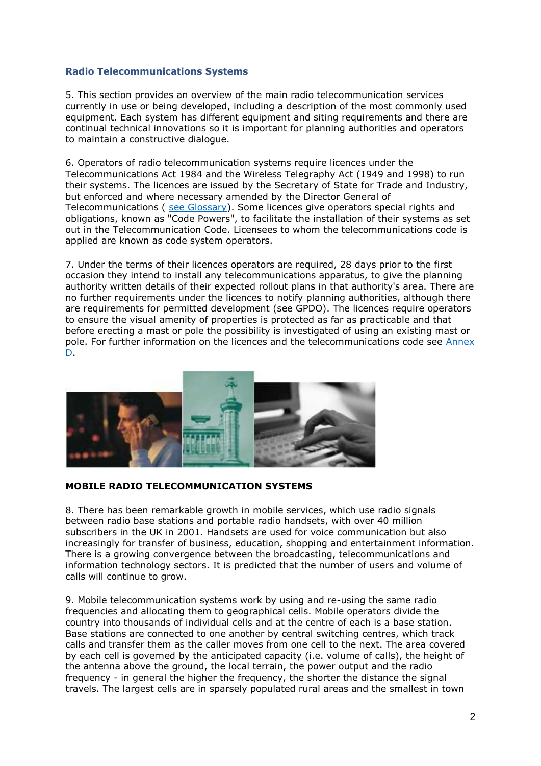## Radio Telecommunications Systems

5. This section provides an overview of the main radio telecommunication services currently in use or being developed, including a description of the most commonly used equipment. Each system has different equipment and siting requirements and there are continual technical innovations so it is important for planning authorities and operators to maintain a constructive dialogue.

6. Operators of radio telecommunication systems require licences under the Telecommunications Act 1984 and the Wireless Telegraphy Act (1949 and 1998) to run their systems. The licences are issued by the Secretary of State for Trade and Industry, but enforced and where necessary amended by the Director General of Telecommunications ( see Glossary). Some licences give operators special rights and obligations, known as "Code Powers", to facilitate the installation of their systems as set out in the Telecommunication Code. Licensees to whom the telecommunications code is applied are known as code system operators.

7. Under the terms of their licences operators are required, 28 days prior to the first occasion they intend to install any telecommunications apparatus, to give the planning authority written details of their expected rollout plans in that authority's area. There are no further requirements under the licences to notify planning authorities, although there are requirements for permitted development (see GPDO). The licences require operators to ensure the visual amenity of properties is protected as far as practicable and that before erecting a mast or pole the possibility is investigated of using an existing mast or pole. For further information on the licences and the telecommunications code see Annex D.

## MOBILE RADIO TELECOMMUNICATION SYSTEMS

8. There has been remarkable growth in mobile services, which use radio signals between radio base stations and portable radio handsets, with over 40 million subscribers in the UK in 2001. Handsets are used for voice communication but also increasingly for transfer of business, education, shopping and entertainment information. There is a growing convergence between the broadcasting, telecommunications and information technology sectors. It is predicted that the number of users and volume of calls will continue to grow.

9. Mobile telecommunication systems work by using and re-using the same radio frequencies and allocating them to geographical cells. Mobile operators divide the country into thousands of individual cells and at the centre of each is a base station. Base stations are connected to one another by central switching centres, which track calls and transfer them as the caller moves from one cell to the next. The area covered by each cell is governed by the anticipated capacity (i.e. volume of calls), the height of the antenna above the ground, the local terrain, the power output and the radio frequency - in general the higher the frequency, the shorter the distance the signal travels. The largest cells are in sparsely populated rural areas and the smallest in town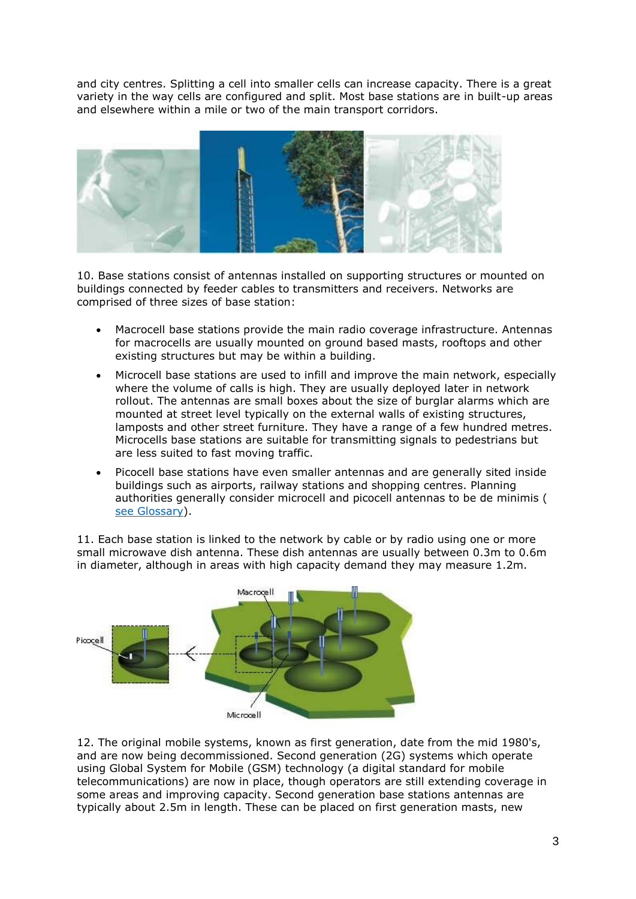and city centres. Splitting a cell into smaller cells can increase capacity. There is a great variety in the way cells are configured and split. Most base stations are in built-up areas and elsewhere within a mile or two of the main transport corridors.

10. Base stations consist of antennas installed on supporting structures or mounted on buildings connected by feeder cables to transmitters and receivers. Networks are comprised of three sizes of base station:

- Macrocell base stations provide the main radio coverage infrastructure. Antennas for macrocells are usually mounted on ground based masts, rooftops and other existing structures but may be within a building.
- Microcell base stations are used to infill and improve the main network, especially where the volume of calls is high. They are usually deployed later in network rollout. The antennas are small boxes about the size of burglar alarms which are mounted at street level typically on the external walls of existing structures, lamposts and other street furniture. They have a range of a few hundred metres. Microcells base stations are suitable for transmitting signals to pedestrians but are less suited to fast moving traffic.
- Picocell base stations have even smaller antennas and are generally sited inside buildings such as airports, railway stations and shopping centres. Planning authorities generally consider microcell and picocell antennas to be de minimis ( see Glossary).

11. Each base station is linked to the network by cable or by radio using one or more small microwave dish antenna. These dish antennas are usually between 0.3m to 0.6m in diameter, although in areas with high capacity demand they may measure 1.2m.

12. The original mobile systems, known as first generation, date from the mid 1980's, and are now being decommissioned. Second generation (2G) systems which operate using Global System for Mobile (GSM) technology (a digital standard for mobile telecommunications) are now in place, though operators are still extending coverage in some areas and improving capacity. Second generation base stations antennas are typically about 2.5m in length. These can be placed on first generation masts, new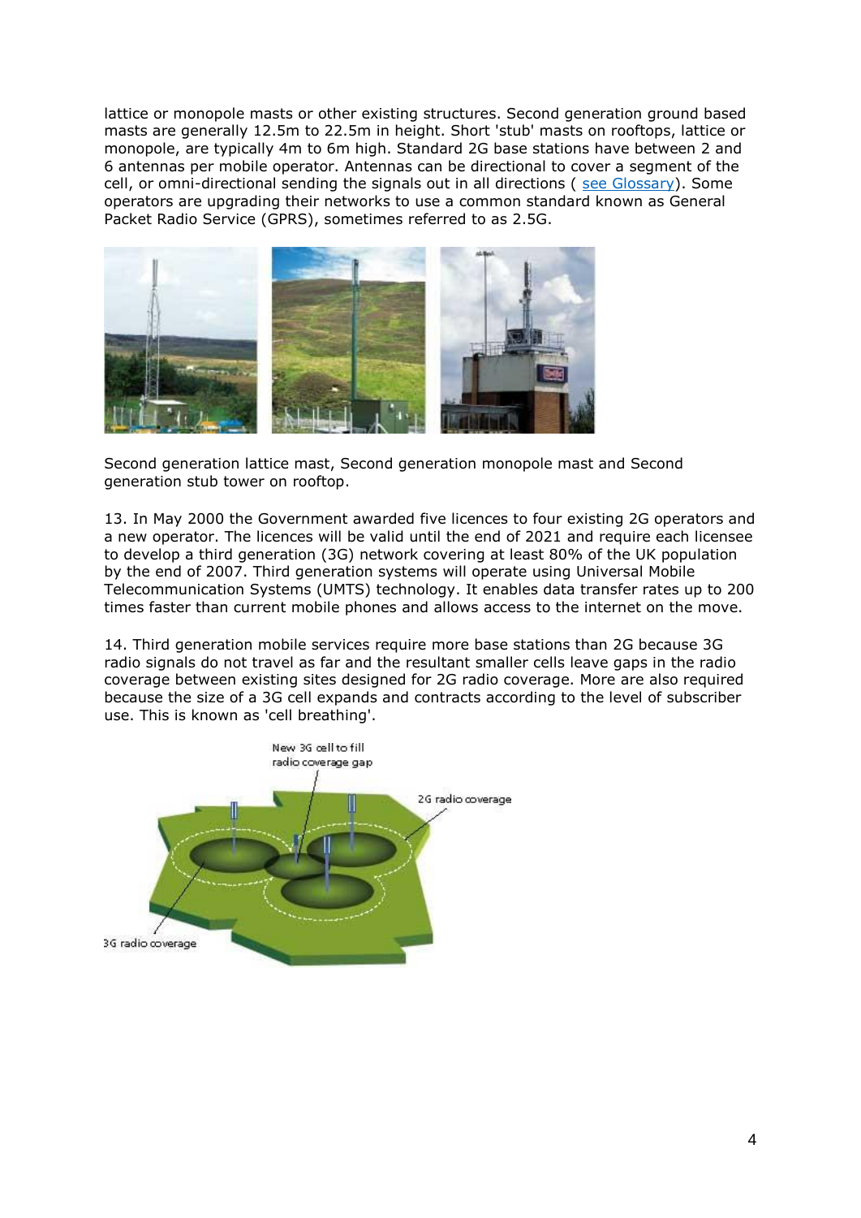lattice or monopole masts or other existing structures. Second generation ground based masts are generally 12.5m to 22.5m in height. Short 'stub' masts on rooftops, lattice or monopole, are typically 4m to 6m high. Standard 2G base stations have between 2 and 6 antennas per mobile operator. Antennas can be directional to cover a segment of the cell, or omni-directional sending the signals out in all directions ( see Glossary). Some operators are upgrading their networks to use a common standard known as General Packet Radio Service (GPRS), sometimes referred to as 2.5G.

Second generation lattice mast, Second generation monopole mast and Second generation stub tower on rooftop.

13. In May 2000 the Government awarded five licences to four existing 2G operators and a new operator. The licences will be valid until the end of 2021 and require each licensee to develop a third generation (3G) network covering at least 80% of the UK population by the end of 2007. Third generation systems will operate using Universal Mobile Telecommunication Systems (UMTS) technology. It enables data transfer rates up to 200 times faster than current mobile phones and allows access to the internet on the move.

14. Third generation mobile services require more base stations than 2G because 3G radio signals do not travel as far and the resultant smaller cells leave gaps in the radio coverage between existing sites designed for 2G radio coverage. More are also required because the size of a 3G cell expands and contracts according to the level of subscriber use. This is known as 'cell breathing'.

New 3G cell to fill radio coverage gap

2G radio coverage

3G radio coverage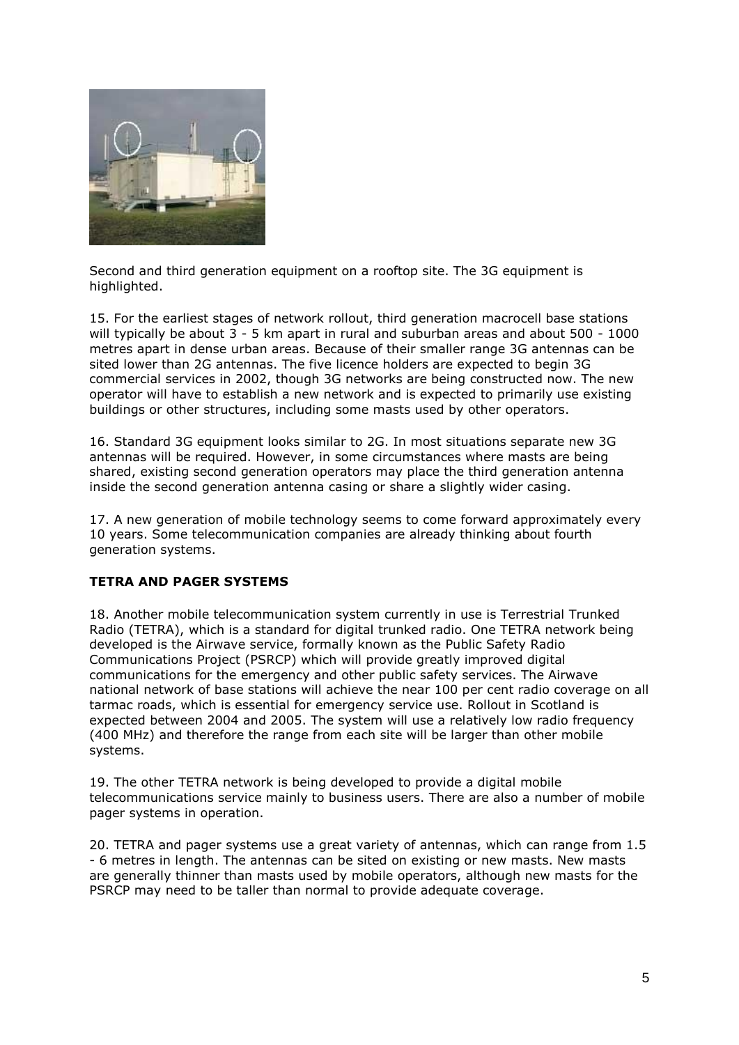Second and third generation equipment on a rooftop site. The 3G equipment is highlighted.

15. For the earliest stages of network rollout, third generation macrocell base stations will typically be about 3 - 5 km apart in rural and suburban areas and about 500 - 1000 metres apart in dense urban areas. Because of their smaller range 3G antennas can be sited lower than 2G antennas. The five licence holders are expected to begin 3G commercial services in 2002, though 3G networks are being constructed now. The new operator will have to establish a new network and is expected to primarily use existing buildings or other structures, including some masts used by other operators.

16. Standard 3G equipment looks similar to 2G. In most situations separate new 3G antennas will be required. However, in some circumstances where masts are being shared, existing second generation operators may place the third generation antenna inside the second generation antenna casing or share a slightly wider casing.

17. A new generation of mobile technology seems to come forward approximately every 10 years. Some telecommunication companies are already thinking about fourth generation systems.

**TETRA AND PAGER SYSTEMS**

18. Another mobile telecommunication system currently in use is Terrestrial Trunked Radio (TETRA), which is a standard for digital trunked radio. One TETRA network being developed is the Airwave service, formally known as the Public Safety Radio Communications Project (PSRCP) which will provide greatly improved digital communications for the emergency and other public safety services. The Airwave national network of base stations will achieve the near 100 per cent radio coverage on all tarmac roads, which is essential for emergency service use. Rollout in Scotland is expected between 2004 and 2005. The system will use a relatively low radio frequency (400 MHz) and therefore the range from each site will be larger than other mobile systems.

19. The other TETRA network is being developed to provide a digital mobile telecommunications service mainly to business users. There are also a number of mobile pager systems in operation.

20. TETRA and pager systems use a great variety of antennas, which can range from 1.5 - 6 metres in length. The antennas can be sited on existing or new masts. New masts are generally thinner than masts used by mobile operators, although new masts for the PSRCP may need to be taller than normal to provide adequate coverage.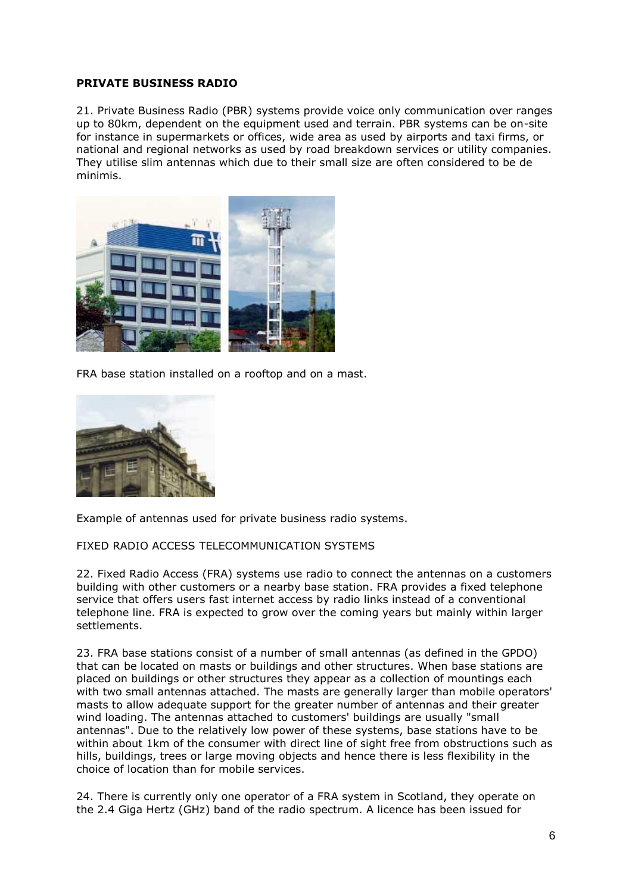**PRIVATE BUSINESS RADIO**

21. Private Business Radio (PBR) systems provide voice only communication over ranges up to 80km, dependent on the equipment used and terrain. PBR systems can be on-site for instance in supermarkets or offices, wide area as used by airports and taxi firms, or national and regional networks as used by road breakdown services or utility companies. They utilise slim antennas which due to their small size are often considered to be de minimis.

FRA base station installed on a rooftop and on a mast.

Example of antennas used for private business radio systems.

FIXED RADIO ACCESS TELECOMMUNICATION SYSTEMS

22. Fixed Radio Access (FRA) systems use radio to connect the antennas on a customers building with other customers or a nearby base station. FRA provides a fixed telephone service that offers users fast internet access by radio links instead of a conventional telephone line. FRA is expected to grow over the coming years but mainly within larger settlements.

23. FRA base stations consist of a number of small antennas (as defined in the GPDO) that can be located on masts or buildings and other structures. When base stations are placed on buildings or other structures they appear as a collection of mountings each with two small antennas attached. The masts are generally larger than mobile operators' masts to allow adequate support for the greater number of antennas and their greater wind loading. The antennas attached to customers' buildings are usually "small antennas". Due to the relatively low power of these systems, base stations have to be within about 1km of the consumer with direct line of sight free from obstructions such as hills, buildings, trees or large moving objects and hence there is less flexibility in the choice of location than for mobile services.

24. There is currently only one operator of a FRA system in Scotland, they operate on the 2.4 Giga Hertz (GHz) band of the radio spectrum. A licence has been issued for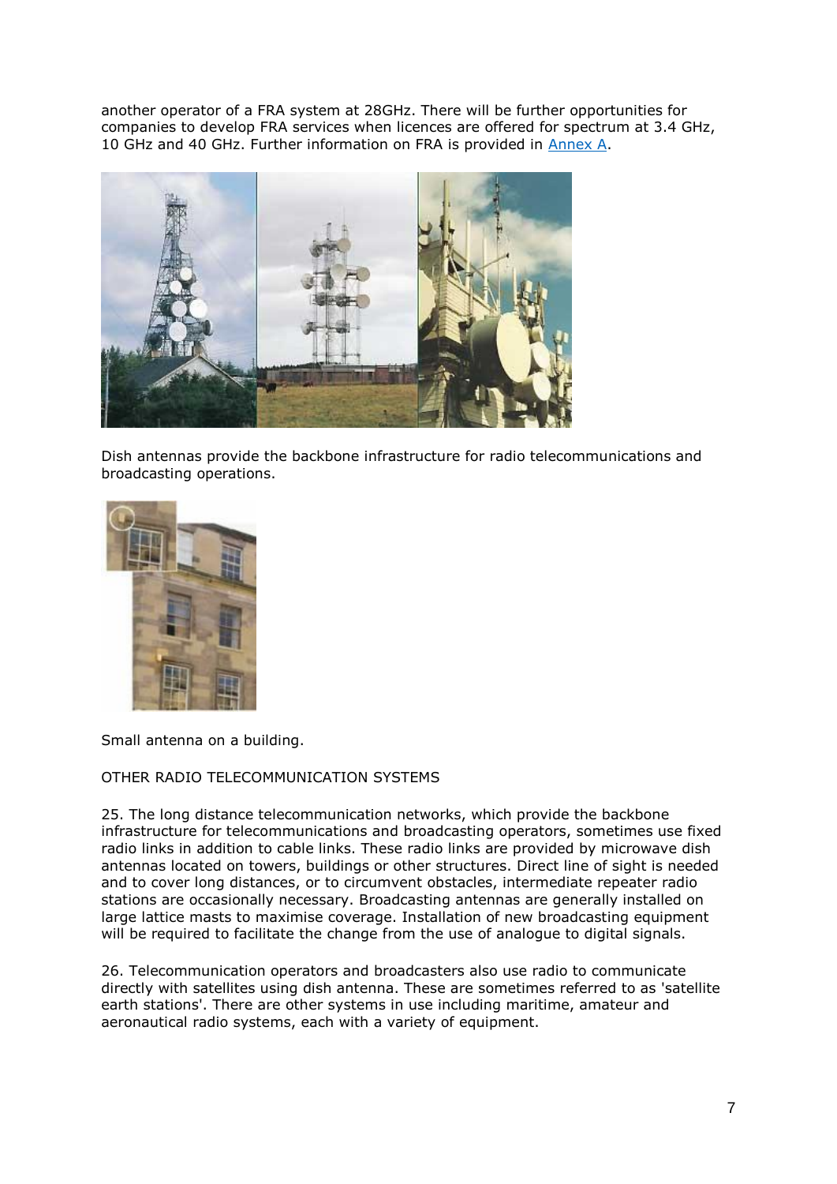another operator of a FRA system at 28GHz. There will be further opportunities for companies to develop FRA services when licences are offered for spectrum at 3.4 GHz, 10 GHz and 40 GHz. Further information on FRA is provided in [Annex A](#).

Dish antennas provide the backbone infrastructure for radio telecommunications and broadcasting operations.

Small antenna on a building.

OTHER RADIO TELECOMMUNICATION SYSTEMS

25. The long distance telecommunication networks, which provide the backbone infrastructure for telecommunications and broadcasting operators, sometimes use fixed radio links in addition to cable links. These radio links are provided by microwave dish antennas located on towers, buildings or other structures. Direct line of sight is needed and to cover long distances, or to circumvent obstacles, intermediate repeater radio stations are occasionally necessary. Broadcasting antennas are generally installed on large lattice masts to maximise coverage. Installation of new broadcasting equipment will be required to facilitate the change from the use of analogue to digital signals.

26. Telecommunication operators and broadcasters also use radio to communicate directly with satellites using dish antenna. These are sometimes referred to as 'satellite earth stations'. There are other systems in use including maritime, amateur and aeronautical radio systems, each with a variety of equipment.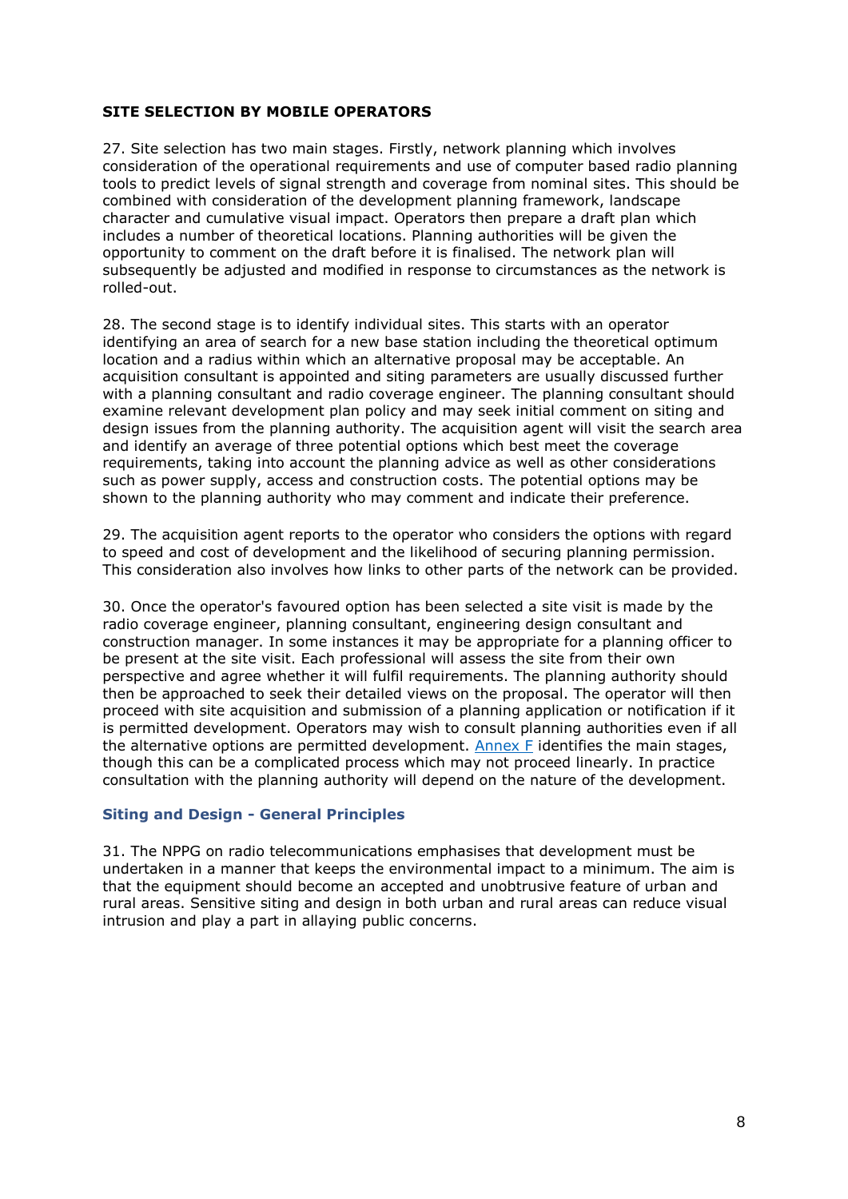## SITE SELECTION BY MOBILE OPERATORS

27. Site selection has two main stages. Firstly, network planning which involves consideration of the operational requirements and use of computer based radio planning tools to predict levels of signal strength and coverage from nominal sites. This should be combined with consideration of the development planning framework, landscape character and cumulative visual impact. Operators then prepare a draft plan which includes a number of theoretical locations. Planning authorities will be given the opportunity to comment on the draft before it is finalised. The network plan will subsequently be adjusted and modified in response to circumstances as the network is rolled-out.

28. The second stage is to identify individual sites. This starts with an operator identifying an area of search for a new base station including the theoretical optimum location and a radius within which an alternative proposal may be acceptable. An acquisition consultant is appointed and siting parameters are usually discussed further with a planning consultant and radio coverage engineer. The planning consultant should examine relevant development plan policy and may seek initial comment on siting and design issues from the planning authority. The acquisition agent will visit the search area and identify an average of three potential options which best meet the coverage requirements, taking into account the planning advice as well as other considerations such as power supply, access and construction costs. The potential options may be shown to the planning authority who may comment and indicate their preference.

29. The acquisition agent reports to the operator who considers the options with regard to speed and cost of development and the likelihood of securing planning permission. This consideration also involves how links to other parts of the network can be provided.

30. Once the operator's favoured option has been selected a site visit is made by the radio coverage engineer, planning consultant, engineering design consultant and construction manager. In some instances it may be appropriate for a planning officer to be present at the site visit. Each professional will assess the site from their own perspective and agree whether it will fulfil requirements. The planning authority should then be approached to seek their detailed views on the proposal. The operator will then proceed with site acquisition and submission of a planning application or notification if it is permitted development. Operators may wish to consult planning authorities even if all the alternative options are permitted development. Annex F identifies the main stages, though this can be a complicated process which may not proceed linearly. In practice consultation with the planning authority will depend on the nature of the development.

### Siting and Design - General Principles

31. The NPPG on radio telecommunications emphasises that development must be undertaken in a manner that keeps the environmental impact to a minimum. The aim is that the equipment should become an accepted and unobtrusive feature of urban and rural areas. Sensitive siting and design in both urban and rural areas can reduce visual intrusion and play a part in allaying public concerns.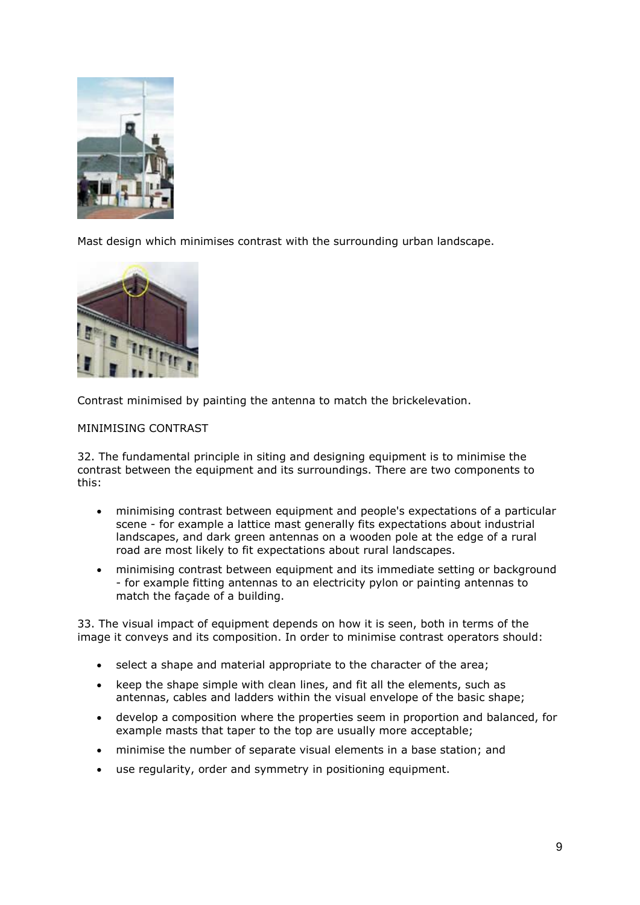Mast design which minimises contrast with the surrounding urban landscape.

Contrast minimised by painting the antenna to match the brickelevation.

MINIMISING CONTRAST

32. The fundamental principle in siting and designing equipment is to minimise the contrast between the equipment and its surroundings. There are two components to this:

- minimising contrast between equipment and people's expectations of a particular scene - for example a lattice mast generally fits expectations about industrial landscapes, and dark green antennas on a wooden pole at the edge of a rural road are most likely to fit expectations about rural landscapes.
- minimising contrast between equipment and its immediate setting or background - for example fitting antennas to an electricity pylon or painting antennas to match the façade of a building.

33. The visual impact of equipment depends on how it is seen, both in terms of the image it conveys and its composition. In order to minimise contrast operators should:

- select a shape and material appropriate to the character of the area;
- keep the shape simple with clean lines, and fit all the elements, such as antennas, cables and ladders within the visual envelope of the basic shape;
- develop a composition where the properties seem in proportion and balanced, for example masts that taper to the top are usually more acceptable;
- minimise the number of separate visual elements in a base station; and
- use regularity, order and symmetry in positioning equipment.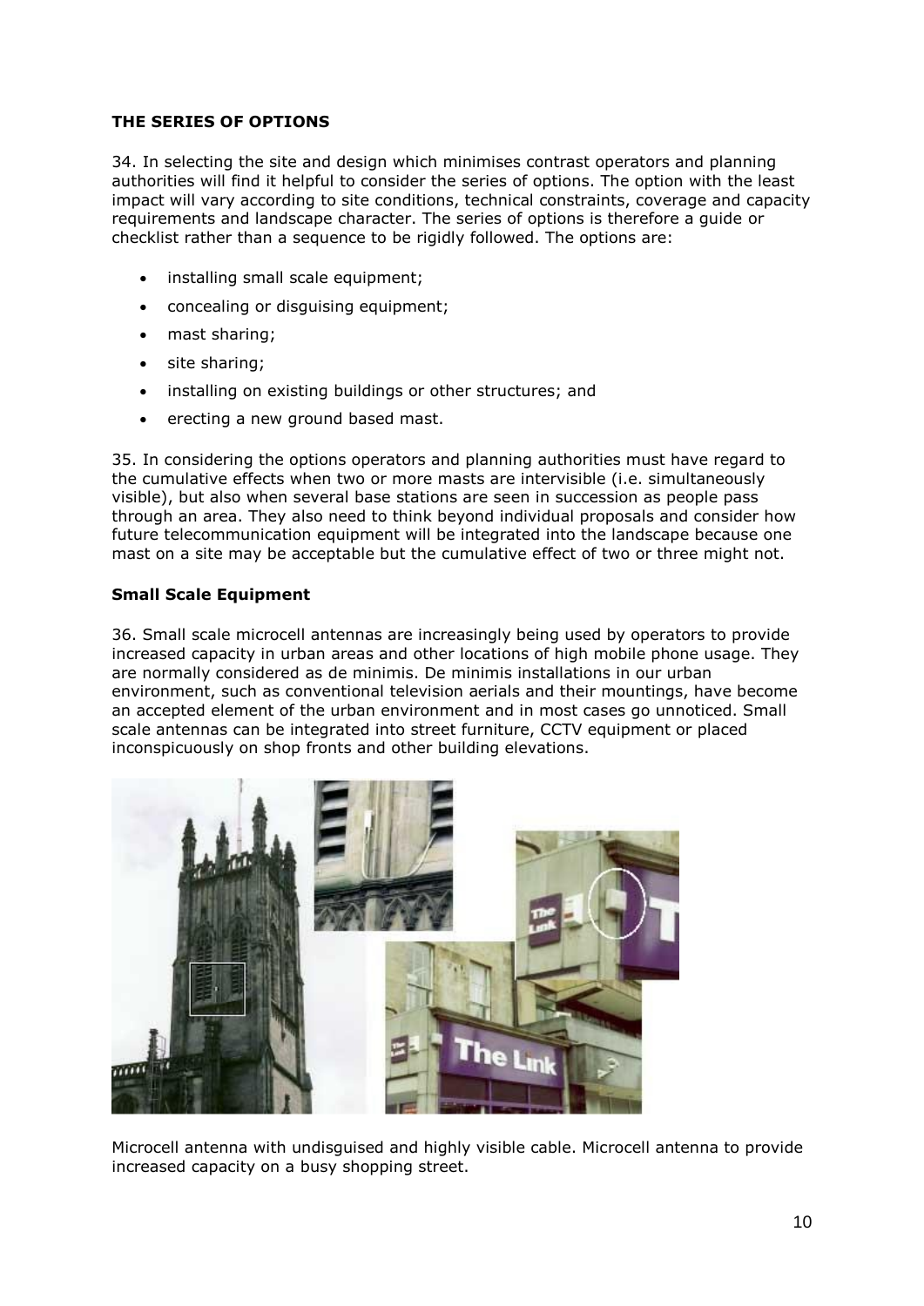## THE SERIES OF OPTIONS

34. In selecting the site and design which minimises contrast operators and planning authorities will find it helpful to consider the series of options. The option with the least impact will vary according to site conditions, technical constraints, coverage and capacity requirements and landscape character. The series of options is therefore a guide or checklist rather than a sequence to be rigidly followed. The options are:

- installing small scale equipment;
- concealing or disguising equipment;
- mast sharing;
- site sharing;
- installing on existing buildings or other structures; and
- erecting a new ground based mast.

35. In considering the options operators and planning authorities must have regard to the cumulative effects when two or more masts are intervisible (i.e. simultaneously visible), but also when several base stations are seen in succession as people pass through an area. They also need to think beyond individual proposals and consider how future telecommunication equipment will be integrated into the landscape because one mast on a site may be acceptable but the cumulative effect of two or three might not.

### Small Scale Equipment

36. Small scale microcell antennas are increasingly being used by operators to provide increased capacity in urban areas and other locations of high mobile phone usage. They are normally considered as de minimis. De minimis installations in our urban environment, such as conventional television aerials and their mountings, have become an accepted element of the urban environment and in most cases go unnoticed. Small scale antennas can be integrated into street furniture, CCTV equipment or placed inconspicuously on shop fronts and other building elevations.

Microcell antenna with undisguised and highly visible cable. Microcell antenna to provide increased capacity on a busy shopping street.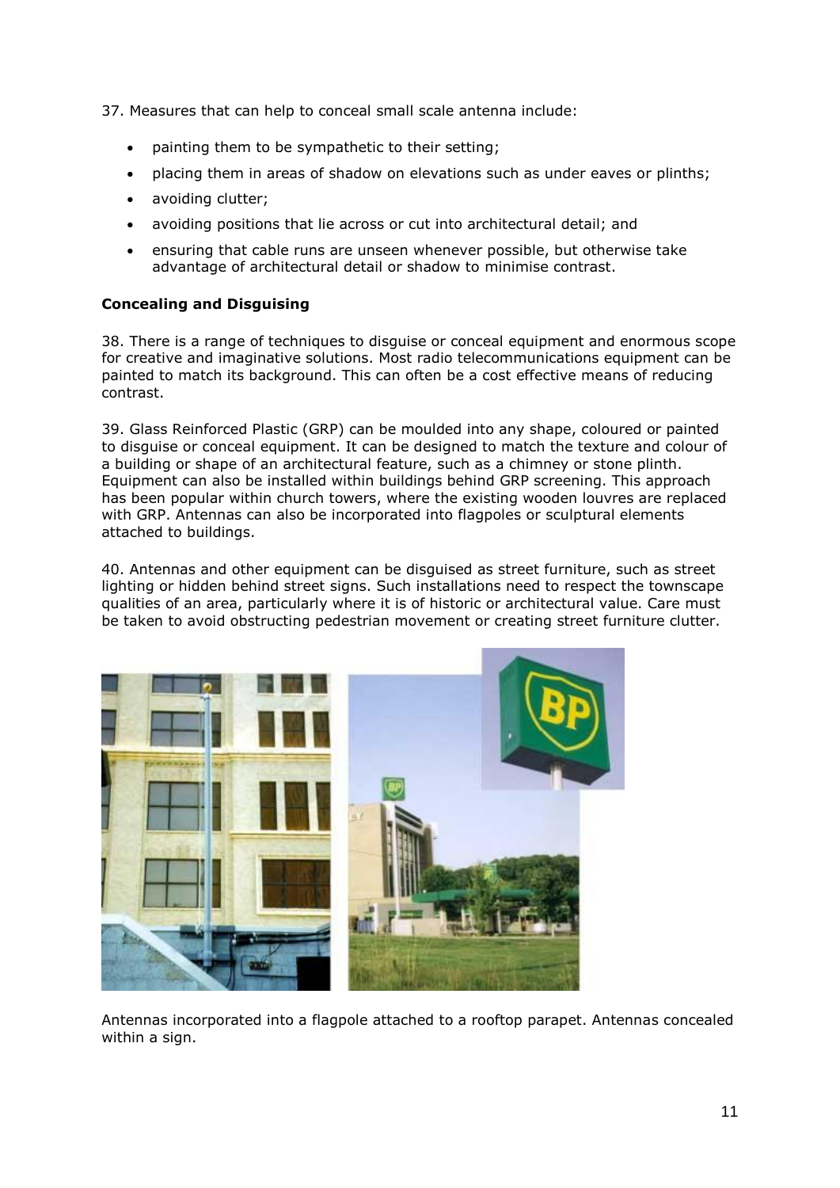37. Measures that can help to conceal small scale antenna include:

- painting them to be sympathetic to their setting;
- placing them in areas of shadow on elevations such as under eaves or plinths;
- avoiding clutter;
- avoiding positions that lie across or cut into architectural detail; and
- ensuring that cable runs are unseen whenever possible, but otherwise take advantage of architectural detail or shadow to minimise contrast.

**Concealing and Disguising**

38. There is a range of techniques to disguise or conceal equipment and enormous scope for creative and imaginative solutions. Most radio telecommunications equipment can be painted to match its background. This can often be a cost effective means of reducing contrast.

39. Glass Reinforced Plastic (GRP) can be moulded into any shape, coloured or painted to disguise or conceal equipment. It can be designed to match the texture and colour of a building or shape of an architectural feature, such as a chimney or stone plinth. Equipment can also be installed within buildings behind GRP screening. This approach has been popular within church towers, where the existing wooden louvres are replaced with GRP. Antennas can also be incorporated into flagpoles or sculptural elements attached to buildings.

40. Antennas and other equipment can be disguised as street furniture, such as street lighting or hidden behind street signs. Such installations need to respect the townscape qualities of an area, particularly where it is of historic or architectural value. Care must be taken to avoid obstructing pedestrian movement or creating street furniture clutter.

Antennas incorporated into a flagpole attached to a rooftop parapet. Antennas concealed within a sign.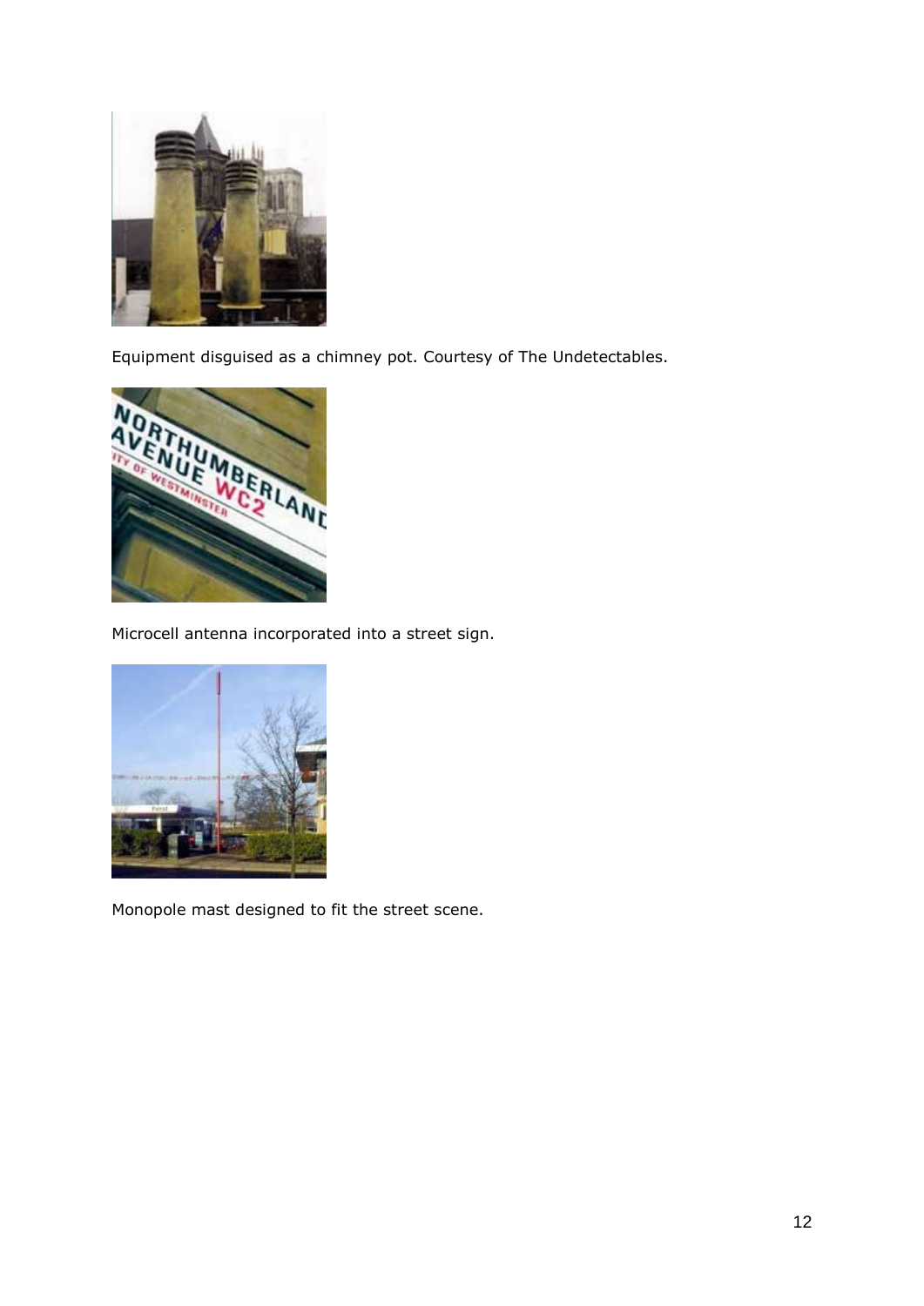Equipment disguised as a chimney pot. Courtesy of The Undetectables.

Microcell antenna incorporated into a street sign.

Monopole mast designed to fit the street scene.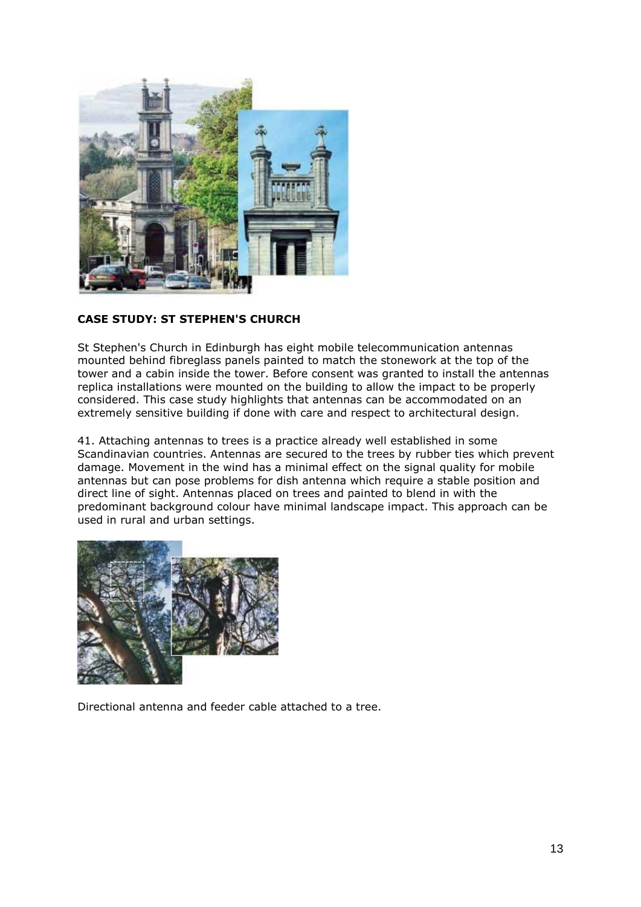**CASE STUDY: ST STEPHEN'S CHURCH**

St Stephen's Church in Edinburgh has eight mobile telecommunication antennas mounted behind fibreglass panels painted to match the stonework at the top of the tower and a cabin inside the tower. Before consent was granted to install the antennas replica installations were mounted on the building to allow the impact to be properly considered. This case study highlights that antennas can be accommodated on an extremely sensitive building if done with care and respect to architectural design.

41. Attaching antennas to trees is a practice already well established in some Scandinavian countries. Antennas are secured to the trees by rubber ties which prevent damage. Movement in the wind has a minimal effect on the signal quality for mobile antennas but can pose problems for dish antenna which require a stable position and direct line of sight. Antennas placed on trees and painted to blend in with the predominant background colour have minimal landscape impact. This approach can be used in rural and urban settings.

Directional antenna and feeder cable attached to a tree.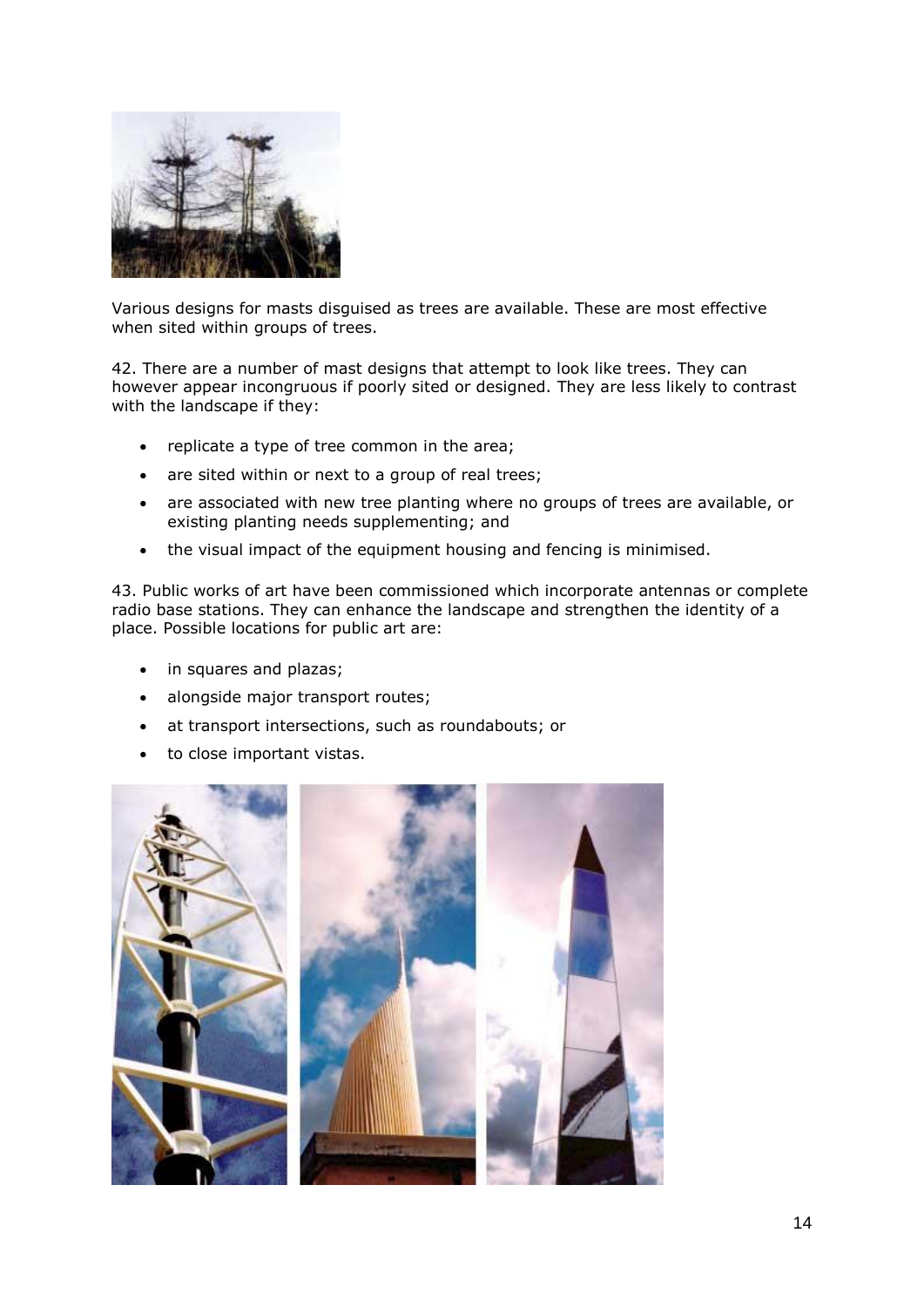Various designs for masts disguised as trees are available. These are most effective when sited within groups of trees.

42. There are a number of mast designs that attempt to look like trees. They can however appear incongruous if poorly sited or designed. They are less likely to contrast with the landscape if they:

- replicate a type of tree common in the area;
- are sited within or next to a group of real trees;
- are associated with new tree planting where no groups of trees are available, or existing planting needs supplementing; and
- the visual impact of the equipment housing and fencing is minimised.

43. Public works of art have been commissioned which incorporate antennas or complete radio base stations. They can enhance the landscape and strengthen the identity of a place. Possible locations for public art are:

- in squares and plazas;
- alongside major transport routes;
- at transport intersections, such as roundabouts; or
- to close important vistas.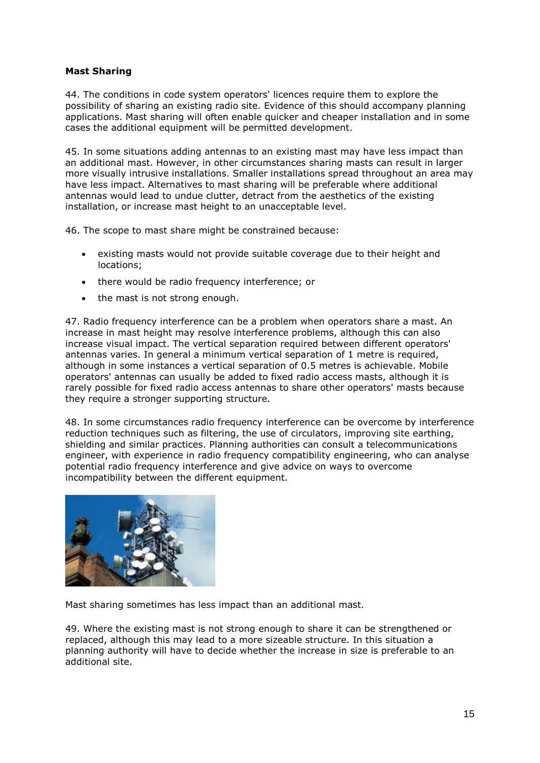**Mast Sharing**

44. The conditions in code system operators' licences require them to explore the possibility of sharing an existing radio site. Evidence of this should accompany planning applications. Mast sharing will often enable quicker and cheaper installation and in some cases the additional equipment will be permitted development.

45. In some situations adding antennas to an existing mast may have less impact than an additional mast. However, in other circumstances sharing masts can result in larger more visually intrusive installations. Smaller installations spread throughout an area may have less impact. Alternatives to mast sharing will be preferable where additional antennas would lead to undue clutter, detract from the aesthetics of the existing installation, or increase mast height to an unacceptable level.

46. The scope to mast share might be constrained because:

- existing masts would not provide suitable coverage due to their height and locations;
- there would be radio frequency interference; or
- the mast is not strong enough.

47. Radio frequency interference can be a problem when operators share a mast. An increase in mast height may resolve interference problems, although this can also increase visual impact. The vertical separation required between different operators' antennas varies. In general a minimum vertical separation of 1 metre is required, although in some instances a vertical separation of 0.5 metres is achievable. Mobile operators' antennas can usually be added to fixed radio access masts, although it is rarely possible for fixed radio access antennas to share other operators' masts because they require a stronger supporting structure.

48. In some circumstances radio frequency interference can be overcome by interference reduction techniques such as filtering, the use of circulators, improving site earthing, shielding and similar practices. Planning authorities can consult a telecommunications engineer, with experience in radio frequency compatibility engineering, who can analyse potential radio frequency interference and give advice on ways to overcome incompatibility between the different equipment.

Mast sharing sometimes has less impact than an additional mast.

49. Where the existing mast is not strong enough to share it can be strengthened or replaced, although this may lead to a more sizeable structure. In this situation a planning authority will have to decide whether the increase in size is preferable to an additional site.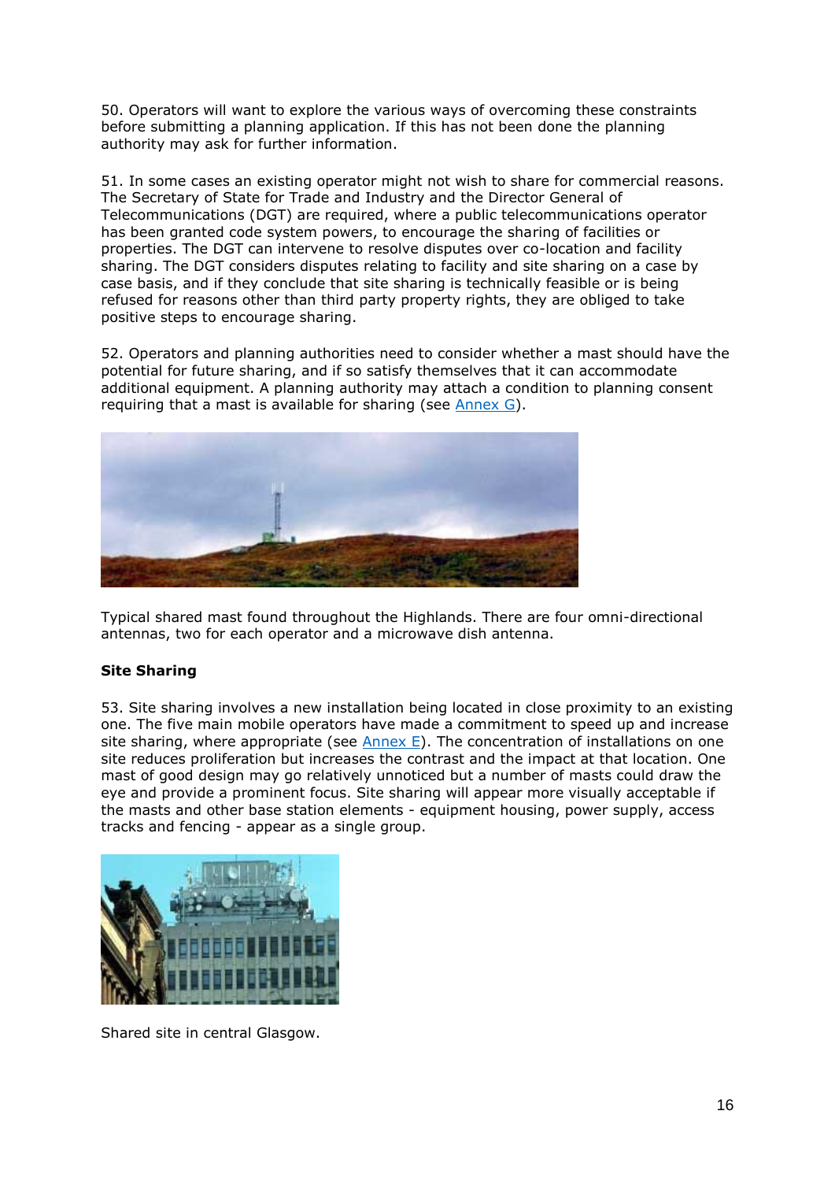50. Operators will want to explore the various ways of overcoming these constraints before submitting a planning application. If this has not been done the planning authority may ask for further information.

51. In some cases an existing operator might not wish to share for commercial reasons. The Secretary of State for Trade and Industry and the Director General of Telecommunications (DGT) are required, where a public telecommunications operator has been granted code system powers, to encourage the sharing of facilities or properties. The DGT can intervene to resolve disputes over co-location and facility sharing. The DGT considers disputes relating to facility and site sharing on a case by case basis, and if they conclude that site sharing is technically feasible or is being refused for reasons other than third party property rights, they are obliged to take positive steps to encourage sharing.

52. Operators and planning authorities need to consider whether a mast should have the potential for future sharing, and if so satisfy themselves that it can accommodate additional equipment. A planning authority may attach a condition to planning consent requiring that a mast is available for sharing (see Annex G).

Typical shared mast found throughout the Highlands. There are four omni-directional antennas, two for each operator and a microwave dish antenna.

**Site Sharing**

53. Site sharing involves a new installation being located in close proximity to an existing one. The five main mobile operators have made a commitment to speed up and increase site sharing, where appropriate (see Annex E). The concentration of installations on one site reduces proliferation but increases the contrast and the impact at that location. One mast of good design may go relatively unnoticed but a number of masts could draw the eye and provide a prominent focus. Site sharing will appear more visually acceptable if the masts and other base station elements - equipment housing, power supply, access tracks and fencing - appear as a single group.

Shared site in central Glasgow.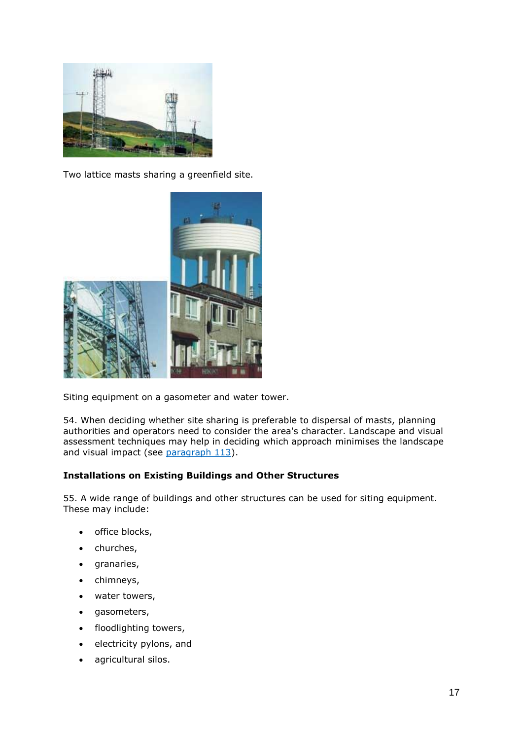Two lattice masts sharing a greenfield site.

Siting equipment on a gasometer and water tower.

54. When deciding whether site sharing is preferable to dispersal of masts, planning authorities and operators need to consider the area's character. Landscape and visual assessment techniques may help in deciding which approach minimises the landscape and visual impact (see paragraph 113).

**Installations on Existing Buildings and Other Structures**

55. A wide range of buildings and other structures can be used for siting equipment. These may include:

- office blocks,
- churches,
- granaries,
- chimneys,
- water towers,
- gasometers,
- floodlighting towers,
- electricity pylons, and
- agricultural silos.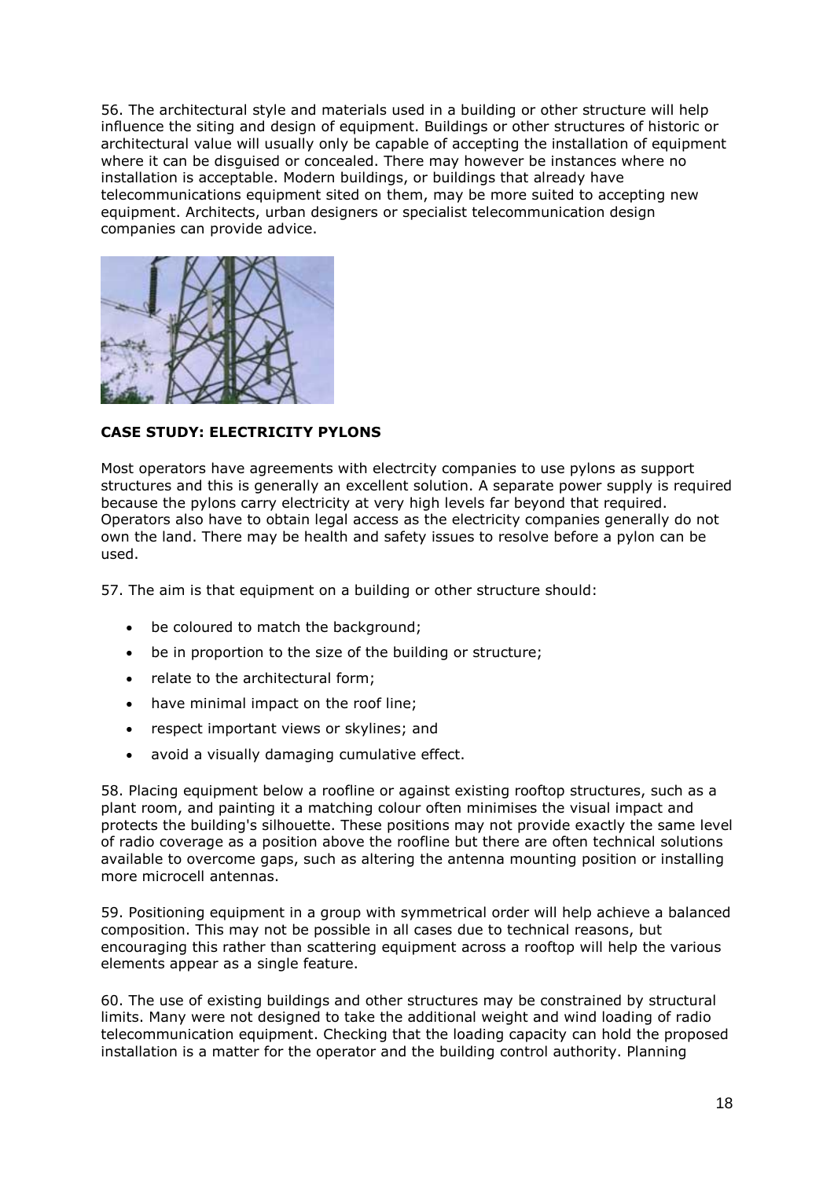56. The architectural style and materials used in a building or other structure will help influence the siting and design of equipment. Buildings or other structures of historic or architectural value will usually only be capable of accepting the installation of equipment where it can be disguised or concealed. There may however be instances where no installation is acceptable. Modern buildings, or buildings that already have telecommunications equipment sited on them, may be more suited to accepting new equipment. Architects, urban designers or specialist telecommunication design companies can provide advice.

**CASE STUDY: ELECTRICITY PYLONS**

Most operators have agreements with electrcity companies to use pylons as support structures and this is generally an excellent solution. A separate power supply is required because the pylons carry electricity at very high levels far beyond that required. Operators also have to obtain legal access as the electricity companies generally do not own the land. There may be health and safety issues to resolve before a pylon can be used.

57. The aim is that equipment on a building or other structure should:

- be coloured to match the background;
- be in proportion to the size of the building or structure;
- relate to the architectural form;
- have minimal impact on the roof line;
- respect important views or skylines; and
- avoid a visually damaging cumulative effect.

58. Placing equipment below a roofline or against existing rooftop structures, such as a plant room, and painting it a matching colour often minimises the visual impact and protects the building's silhouette. These positions may not provide exactly the same level of radio coverage as a position above the roofline but there are often technical solutions available to overcome gaps, such as altering the antenna mounting position or installing more microcell antennas.

59. Positioning equipment in a group with symmetrical order will help achieve a balanced composition. This may not be possible in all cases due to technical reasons, but encouraging this rather than scattering equipment across a rooftop will help the various elements appear as a single feature.

60. The use of existing buildings and other structures may be constrained by structural limits. Many were not designed to take the additional weight and wind loading of radio telecommunication equipment. Checking that the loading capacity can hold the proposed installation is a matter for the operator and the building control authority. Planning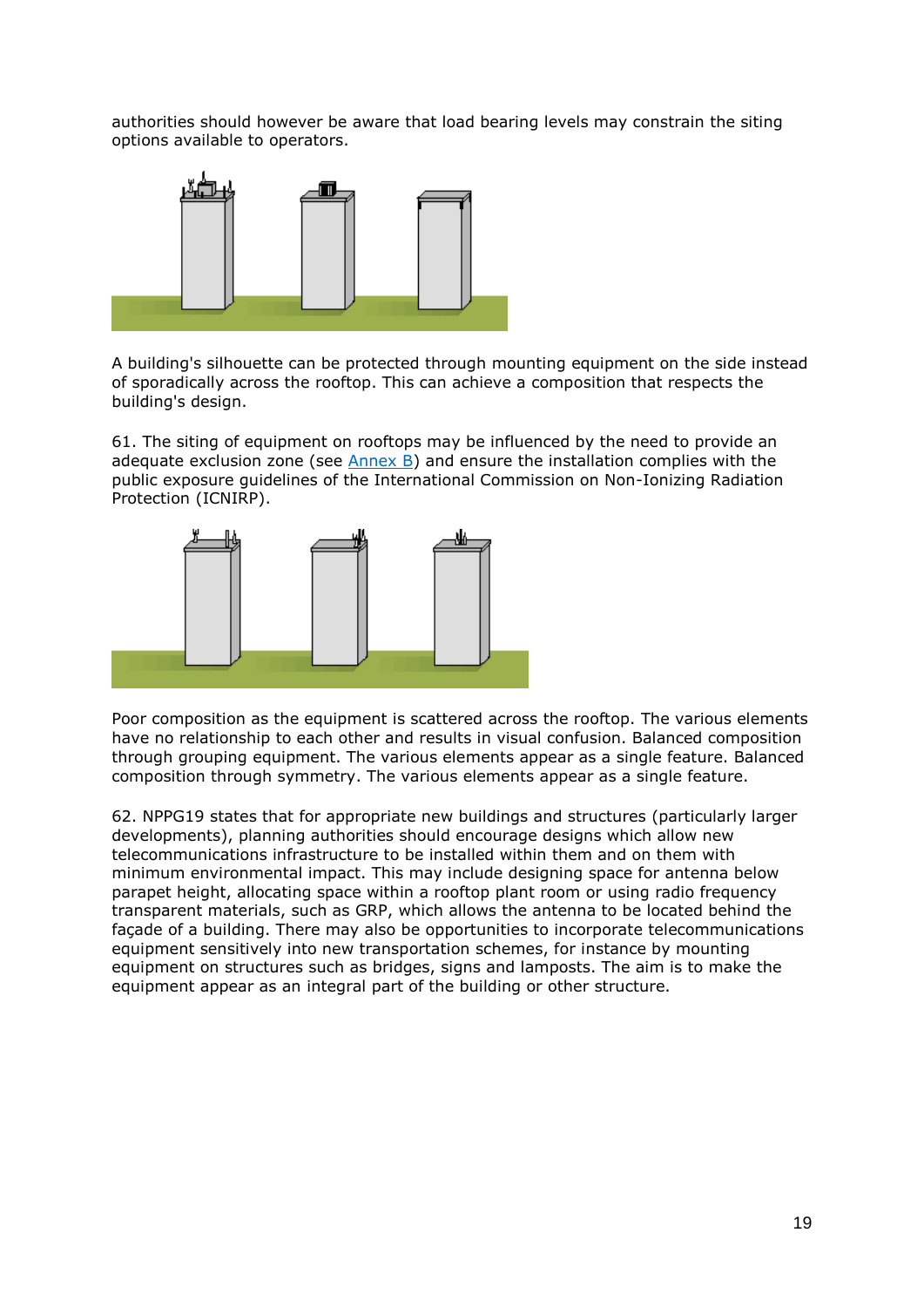authorities should however be aware that load bearing levels may constrain the siting options available to operators.

A building's silhouette can be protected through mounting equipment on the side instead of sporadically across the rooftop. This can achieve a composition that respects the building's design.

61. The siting of equipment on rooftops may be influenced by the need to provide an adequate exclusion zone (see Annex B) and ensure the installation complies with the public exposure guidelines of the International Commission on Non-Ionizing Radiation Protection (ICNIRP).

Poor composition as the equipment is scattered across the rooftop. The various elements have no relationship to each other and results in visual confusion. Balanced composition through grouping equipment. The various elements appear as a single feature. Balanced composition through symmetry. The various elements appear as a single feature.

62. NPPG19 states that for appropriate new buildings and structures (particularly larger developments), planning authorities should encourage designs which allow new telecommunications infrastructure to be installed within them and on them with minimum environmental impact. This may include designing space for antenna below parapet height, allocating space within a rooftop plant room or using radio frequency transparent materials, such as GRP, which allows the antenna to be located behind the façade of a building. There may also be opportunities to incorporate telecommunications equipment sensitively into new transportation schemes, for instance by mounting equipment on structures such as bridges, signs and lampposts. The aim is to make the equipment appear as an integral part of the building or other structure.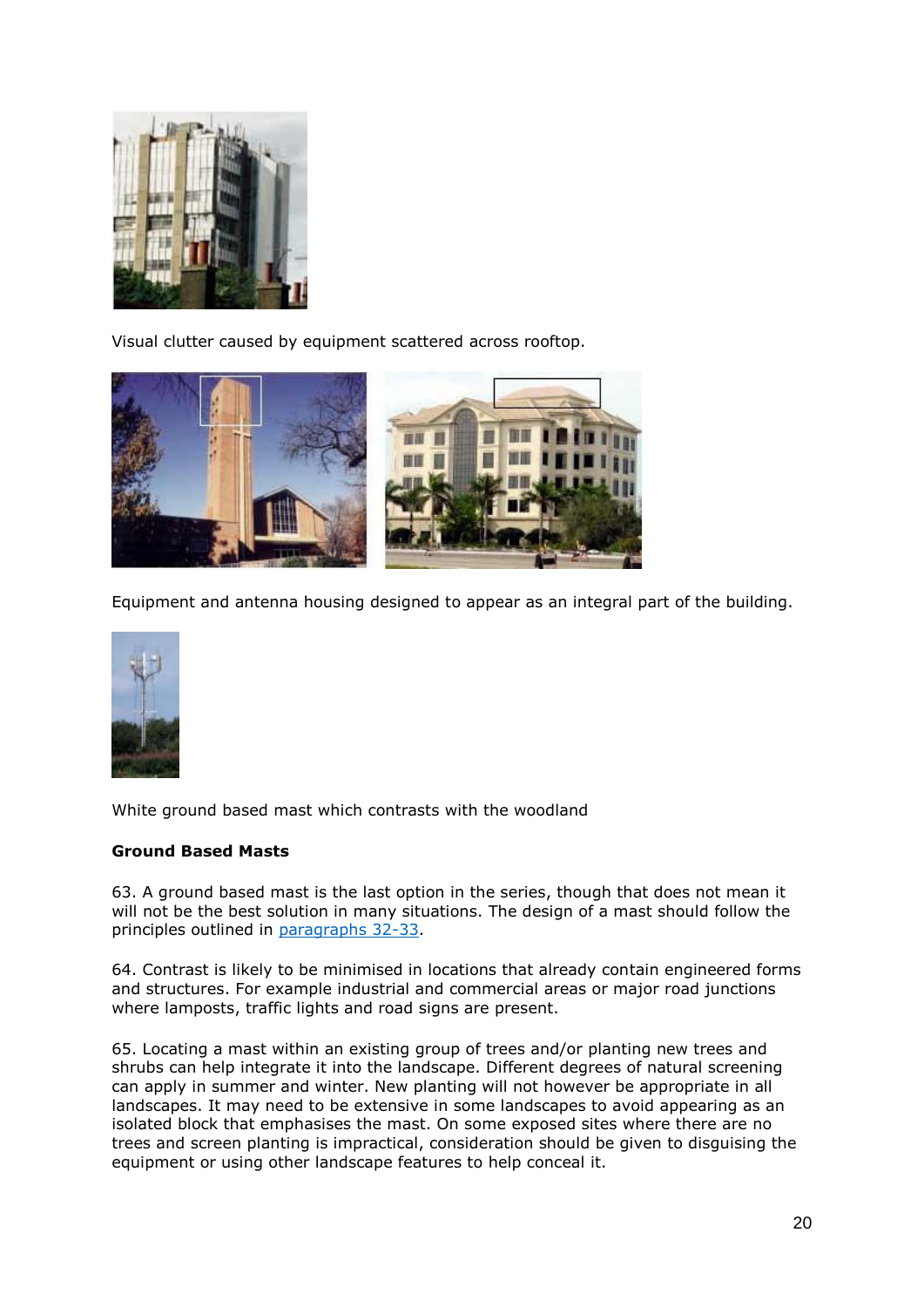Visual clutter caused by equipment scattered across rooftop.

Equipment and antenna housing designed to appear as an integral part of the building.

White ground based mast which contrasts with the woodland

**Ground Based Masts**

63. A ground based mast is the last option in the series, though that does not mean it will not be the best solution in many situations. The design of a mast should follow the principles outlined in paragraphs 32-33.

64. Contrast is likely to be minimised in locations that already contain engineered forms and structures. For example industrial and commercial areas or major road junctions where lamposts, traffic lights and road signs are present.

65. Locating a mast within an existing group of trees and/or planting new trees and shrubs can help integrate it into the landscape. Different degrees of natural screening can apply in summer and winter. New planting will not however be appropriate in all landscapes. It may need to be extensive in some landscapes to avoid appearing as an isolated block that emphasises the mast. On some exposed sites where there are no trees and screen planting is impractical, consideration should be given to disguising the equipment or using other landscape features to help conceal it.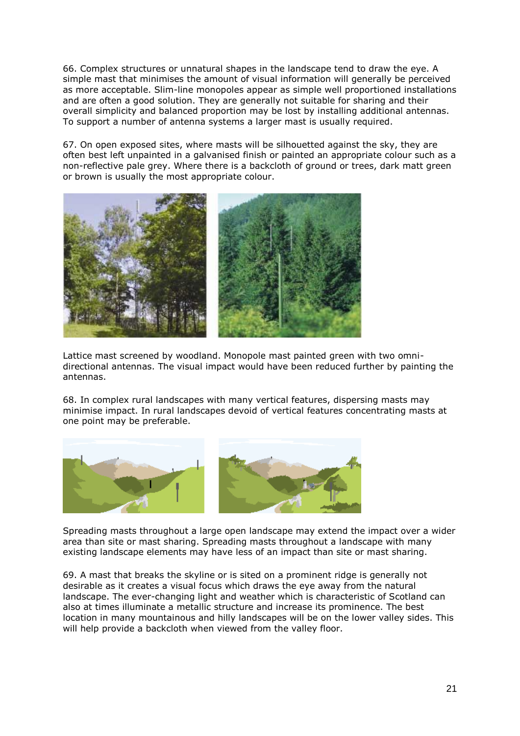66. Complex structures or unnatural shapes in the landscape tend to draw the eye. A simple mast that minimises the amount of visual information will generally be perceived as more acceptable. Slim-line monopoles appear as simple well proportioned installations and are often a good solution. They are generally not suitable for sharing and their overall simplicity and balanced proportion may be lost by installing additional antennas. To support a number of antenna systems a larger mast is usually required.

67. On open exposed sites, where masts will be silhouetted against the sky, they are often best left unpainted in a galvanised finish or painted an appropriate colour such as a non-reflective pale grey. Where there is a backcloth of ground or trees, dark matt green or brown is usually the most appropriate colour.

Lattice mast screened by woodland. Monopole mast painted green with two omni-directional antennas. The visual impact would have been reduced further by painting the antennas.

68. In complex rural landscapes with many vertical features, dispersing masts may minimise impact. In rural landscapes devoid of vertical features concentrating masts at one point may be preferable.

Spreading masts throughout a large open landscape may extend the impact over a wider area than site or mast sharing. Spreading masts throughout a landscape with many existing landscape elements may have less of an impact than site or mast sharing.

69. A mast that breaks the skyline or is sited on a prominent ridge is generally not desirable as it creates a visual focus which draws the eye away from the natural landscape. The ever-changing light and weather which is characteristic of Scotland can also at times illuminate a metallic structure and increase its prominence. The best location in many mountainous and hilly landscapes will be on the lower valley sides. This will help provide a backcloth when viewed from the valley floor.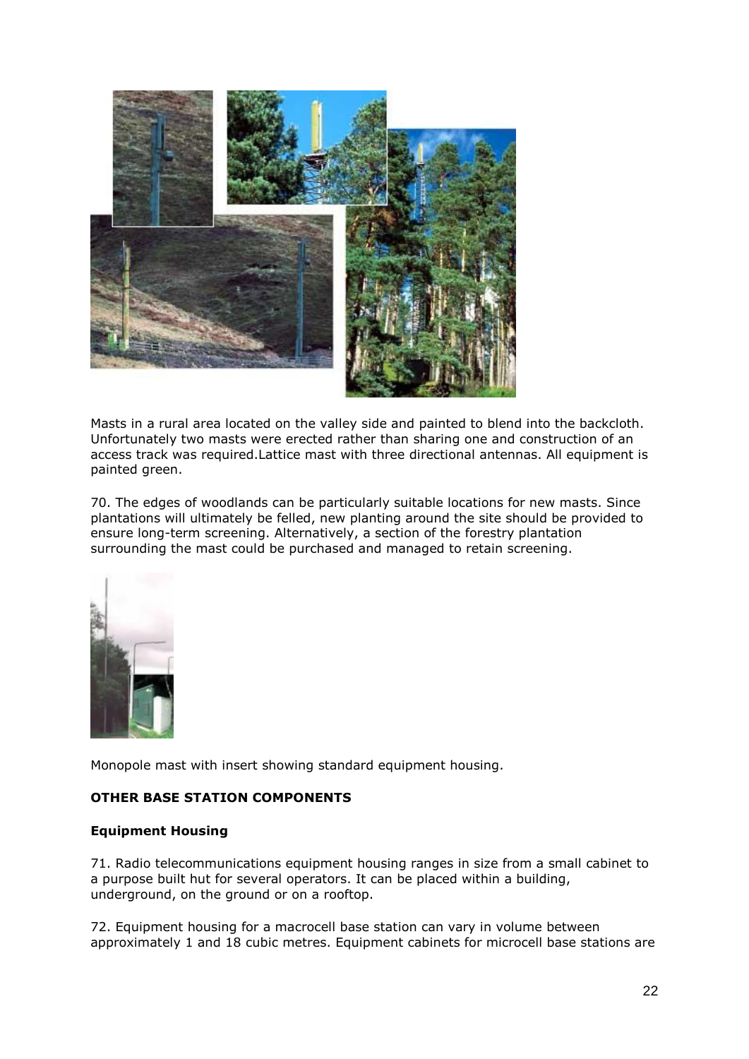Masts in a rural area located on the valley side and painted to blend into the backcloth. Unfortunately two masts were erected rather than sharing one and construction of an access track was required.Lattice mast with three directional antennas. All equipment is painted green.

70. The edges of woodlands can be particularly suitable locations for new masts. Since plantations will ultimately be felled, new planting around the site should be provided to ensure long-term screening. Alternatively, a section of the forestry plantation surrounding the mast could be purchased and managed to retain screening.

Monopole mast with insert showing standard equipment housing.

**OTHER BASE STATION COMPONENTS**

**Equipment Housing**

71. Radio telecommunications equipment housing ranges in size from a small cabinet to a purpose built hut for several operators. It can be placed within a building, underground, on the ground or on a rooftop.

72. Equipment housing for a macrocell base station can vary in volume between approximately 1 and 18 cubic metres. Equipment cabinets for microcell base stations are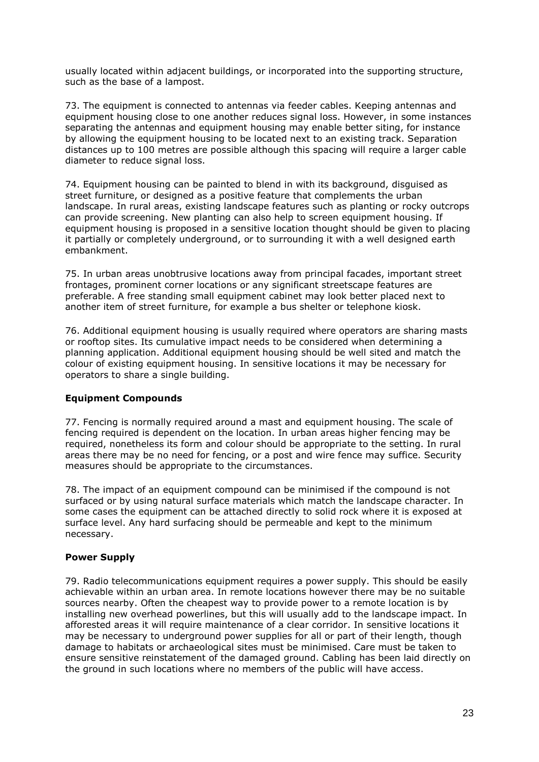usually located within adjacent buildings, or incorporated into the supporting structure, such as the base of a lampost.

73. The equipment is connected to antennas via feeder cables. Keeping antennas and equipment housing close to one another reduces signal loss. However, in some instances separating the antennas and equipment housing may enable better siting, for instance by allowing the equipment housing to be located next to an existing track. Separation distances up to 100 metres are possible although this spacing will require a larger cable diameter to reduce signal loss.

74. Equipment housing can be painted to blend in with its background, disguised as street furniture, or designed as a positive feature that complements the urban landscape. In rural areas, existing landscape features such as planting or rocky outcrops can provide screening. New planting can also help to screen equipment housing. If equipment housing is proposed in a sensitive location thought should be given to placing it partially or completely underground, or to surrounding it with a well designed earth embankment.

75. In urban areas unobtrusive locations away from principal facades, important street frontages, prominent corner locations or any significant streetscape features are preferable. A free standing small equipment cabinet may look better placed next to another item of street furniture, for example a bus shelter or telephone kiosk.

76. Additional equipment housing is usually required where operators are sharing masts or rooftop sites. Its cumulative impact needs to be considered when determining a planning application. Additional equipment housing should be well sited and match the colour of existing equipment housing. In sensitive locations it may be necessary for operators to share a single building.

**Equipment Compounds**

77. Fencing is normally required around a mast and equipment housing. The scale of fencing required is dependent on the location. In urban areas higher fencing may be required, nonetheless its form and colour should be appropriate to the setting. In rural areas there may be no need for fencing, or a post and wire fence may suffice. Security measures should be appropriate to the circumstances.

78. The impact of an equipment compound can be minimised if the compound is not surfaced or by using natural surface materials which match the landscape character. In some cases the equipment can be attached directly to solid rock where it is exposed at surface level. Any hard surfacing should be permeable and kept to the minimum necessary.

**Power Supply**

79. Radio telecommunications equipment requires a power supply. This should be easily achievable within an urban area. In remote locations however there may be no suitable sources nearby. Often the cheapest way to provide power to a remote location is by installing new overhead powerlines, but this will usually add to the landscape impact. In afforested areas it will require maintenance of a clear corridor. In sensitive locations it may be necessary to underground power supplies for all or part of their length, though damage to habitats or archaeological sites must be minimised. Care must be taken to ensure sensitive reinstatement of the damaged ground. Cabling has been laid directly on the ground in such locations where no members of the public will have access.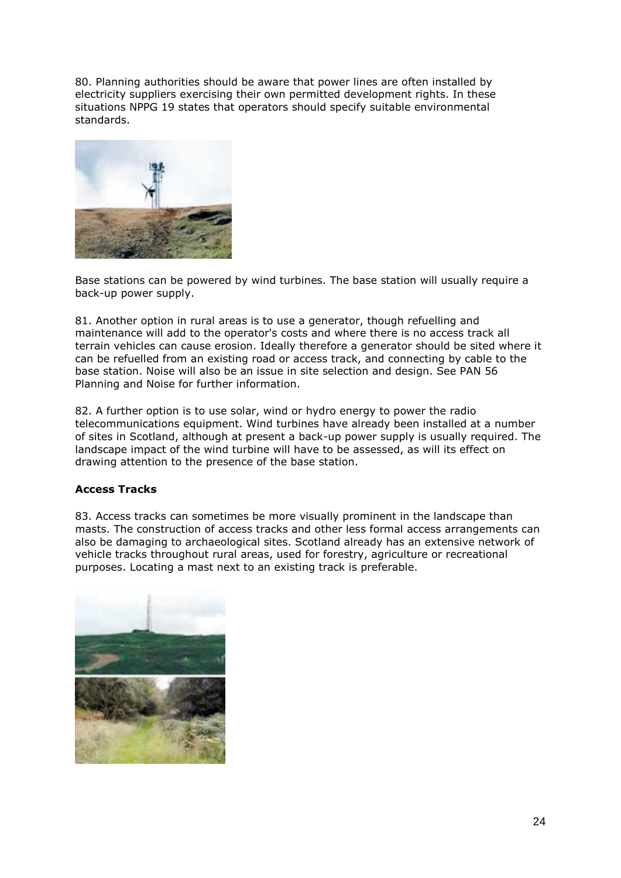80. Planning authorities should be aware that power lines are often installed by electricity suppliers exercising their own permitted development rights. In these situations NPPG 19 states that operators should specify suitable environmental standards.

Base stations can be powered by wind turbines. The base station will usually require a back-up power supply.

81. Another option in rural areas is to use a generator, though refuelling and maintenance will add to the operator's costs and where there is no access track all terrain vehicles can cause erosion. Ideally therefore a generator should be sited where it can be refuelled from an existing road or access track, and connecting by cable to the base station. Noise will also be an issue in site selection and design. See PAN 56 Planning and Noise for further information.

82. A further option is to use solar, wind or hydro energy to power the radio telecommunications equipment. Wind turbines have already been installed at a number of sites in Scotland, although at present a back-up power supply is usually required. The landscape impact of the wind turbine will have to be assessed, as will its effect on drawing attention to the presence of the base station.

**Access Tracks**

83. Access tracks can sometimes be more visually prominent in the landscape than masts. The construction of access tracks and other less formal access arrangements can also be damaging to archaeological sites. Scotland already has an extensive network of vehicle tracks throughout rural areas, used for forestry, agriculture or recreational purposes. Locating a mast next to an existing track is preferable.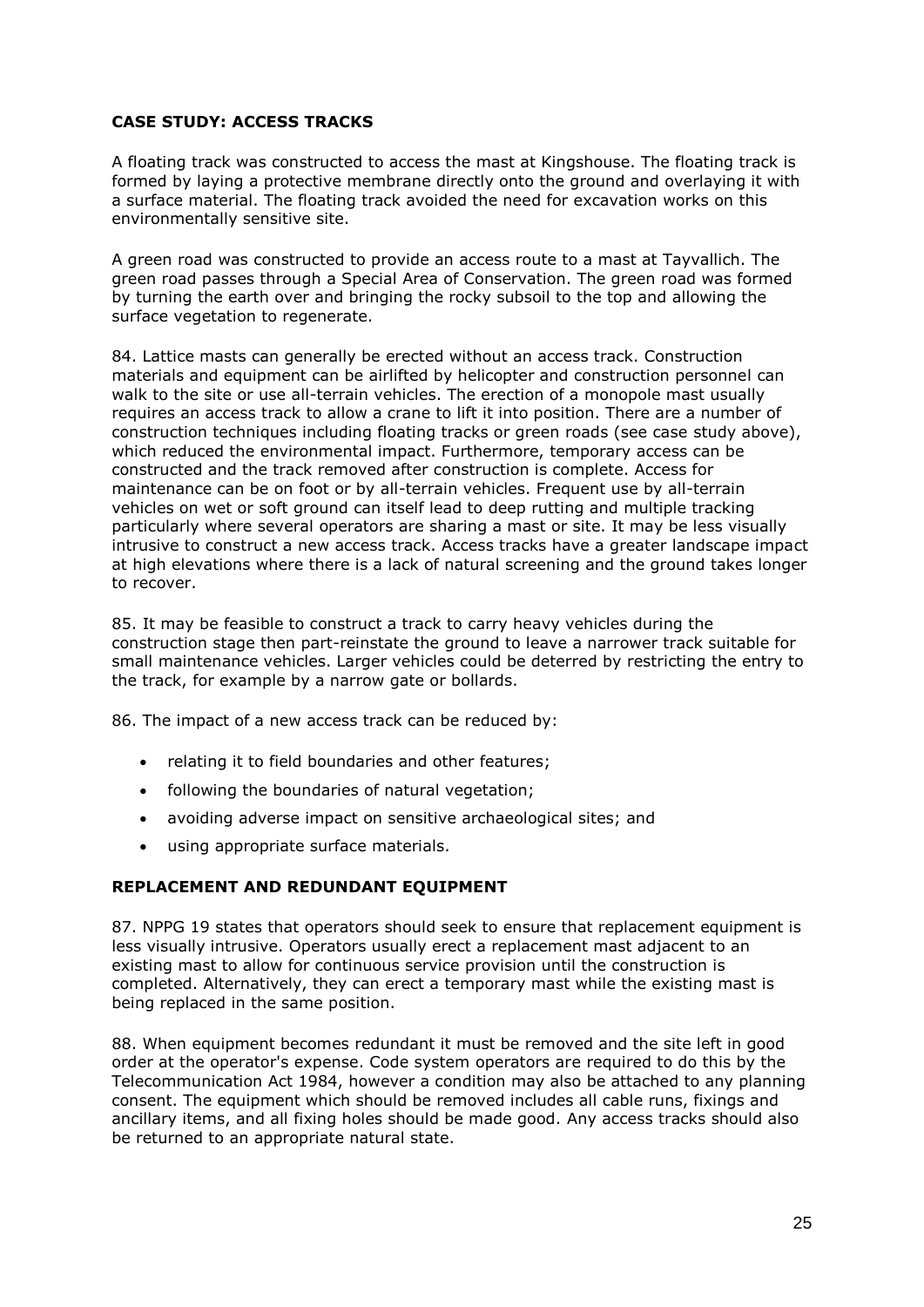### CASE STUDY: ACCESS TRACKS

A floating track was constructed to access the mast at Kingshouse. The floating track is formed by laying a protective membrane directly onto the ground and overlaying it with a surface material. The floating track avoided the need for excavation works on this environmentally sensitive site.

A green road was constructed to provide an access route to a mast at Tayvallich. The green road passes through a Special Area of Conservation. The green road was formed by turning the earth over and bringing the rocky subsoil to the top and allowing the surface vegetation to regenerate.

84. Lattice masts can generally be erected without an access track. Construction materials and equipment can be airlifted by helicopter and construction personnel can walk to the site or use all-terrain vehicles. The erection of a monopole mast usually requires an access track to allow a crane to lift it into position. There are a number of construction techniques including floating tracks or green roads (see case study above), which reduced the environmental impact. Furthermore, temporary access can be constructed and the track removed after construction is complete. Access for maintenance can be on foot or by all-terrain vehicles. Frequent use by all-terrain vehicles on wet or soft ground can itself lead to deep rutting and multiple tracking particularly where several operators are sharing a mast or site. It may be less visually intrusive to construct a new access track. Access tracks have a greater landscape impact at high elevations where there is a lack of natural screening and the ground takes longer to recover.

85. It may be feasible to construct a track to carry heavy vehicles during the construction stage then part-reinstate the ground to leave a narrower track suitable for small maintenance vehicles. Larger vehicles could be deterred by restricting the entry to the track, for example by a narrow gate or bollards.

86. The impact of a new access track can be reduced by:

- relating it to field boundaries and other features;
- following the boundaries of natural vegetation;
- avoiding adverse impact on sensitive archaeological sites; and
- using appropriate surface materials.

### REPLACEMENT AND REDUNDANT EQUIPMENT

87. NPPG 19 states that operators should seek to ensure that replacement equipment is less visually intrusive. Operators usually erect a replacement mast adjacent to an existing mast to allow for continuous service provision until the construction is completed. Alternatively, they can erect a temporary mast while the existing mast is being replaced in the same position.

88. When equipment becomes redundant it must be removed and the site left in good order at the operator's expense. Code system operators are required to do this by the Telecommunication Act 1984, however a condition may also be attached to any planning consent. The equipment which should be removed includes all cable runs, fixings and ancillary items, and all fixing holes should be made good. Any access tracks should also be returned to an appropriate natural state.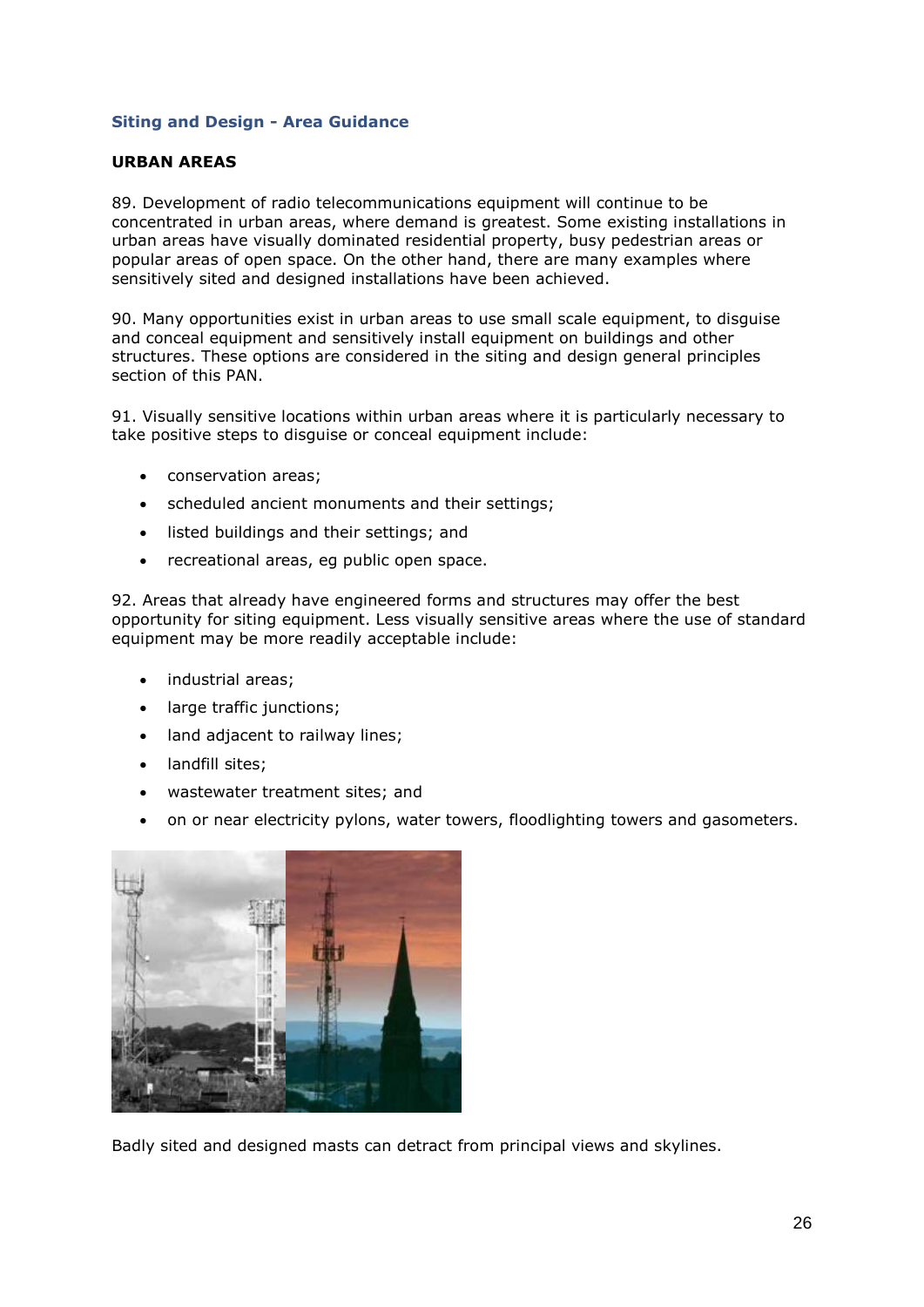### Siting and Design - Area Guidance

#### URBAN AREAS

89. Development of radio telecommunications equipment will continue to be concentrated in urban areas, where demand is greatest. Some existing installations in urban areas have visually dominated residential property, busy pedestrian areas or popular areas of open space. On the other hand, there are many examples where sensitively sited and designed installations have been achieved.

90. Many opportunities exist in urban areas to use small scale equipment, to disguise and conceal equipment and sensitively install equipment on buildings and other structures. These options are considered in the siting and design general principles section of this PAN.

91. Visually sensitive locations within urban areas where it is particularly necessary to take positive steps to disguise or conceal equipment include:

- conservation areas;
- scheduled ancient monuments and their settings;
- listed buildings and their settings; and
- recreational areas, eg public open space.

92. Areas that already have engineered forms and structures may offer the best opportunity for siting equipment. Less visually sensitive areas where the use of standard equipment may be more readily acceptable include:

- industrial areas;
- large traffic junctions;
- land adjacent to railway lines;
- landfill sites;
- wastewater treatment sites; and
- on or near electricity pylons, water towers, floodlighting towers and gasometers.

Badly sited and designed masts can detract from principal views and skylines.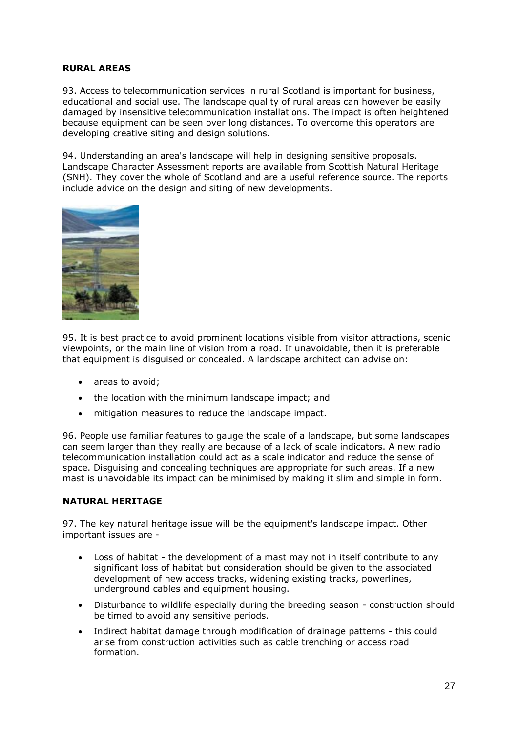## RURAL AREAS

93. Access to telecommunication services in rural Scotland is important for business, educational and social use. The landscape quality of rural areas can however be easily damaged by insensitive telecommunication installations. The impact is often heightened because equipment can be seen over long distances. To overcome this operators are developing creative siting and design solutions.

94. Understanding an area's landscape will help in designing sensitive proposals. Landscape Character Assessment reports are available from Scottish Natural Heritage (SNH). They cover the whole of Scotland and are a useful reference source. The reports include advice on the design and siting of new developments.

95. It is best practice to avoid prominent locations visible from visitor attractions, scenic viewpoints, or the main line of vision from a road. If unavoidable, then it is preferable that equipment is disguised or concealed. A landscape architect can advise on:

- areas to avoid;
- the location with the minimum landscape impact; and
- mitigation measures to reduce the landscape impact.

96. People use familiar features to gauge the scale of a landscape, but some landscapes can seem larger than they really are because of a lack of scale indicators. A new radio telecommunication installation could act as a scale indicator and reduce the sense of space. Disguising and concealing techniques are appropriate for such areas. If a new mast is unavoidable its impact can be minimised by making it slim and simple in form.

## NATURAL HERITAGE

97. The key natural heritage issue will be the equipment's landscape impact. Other important issues are -

- Loss of habitat - the development of a mast may not in itself contribute to any significant loss of habitat but consideration should be given to the associated development of new access tracks, widening existing tracks, powerlines, underground cables and equipment housing.
- Disturbance to wildlife especially during the breeding season - construction should be timed to avoid any sensitive periods.
- Indirect habitat damage through modification of drainage patterns - this could arise from construction activities such as cable trenching or access road formation.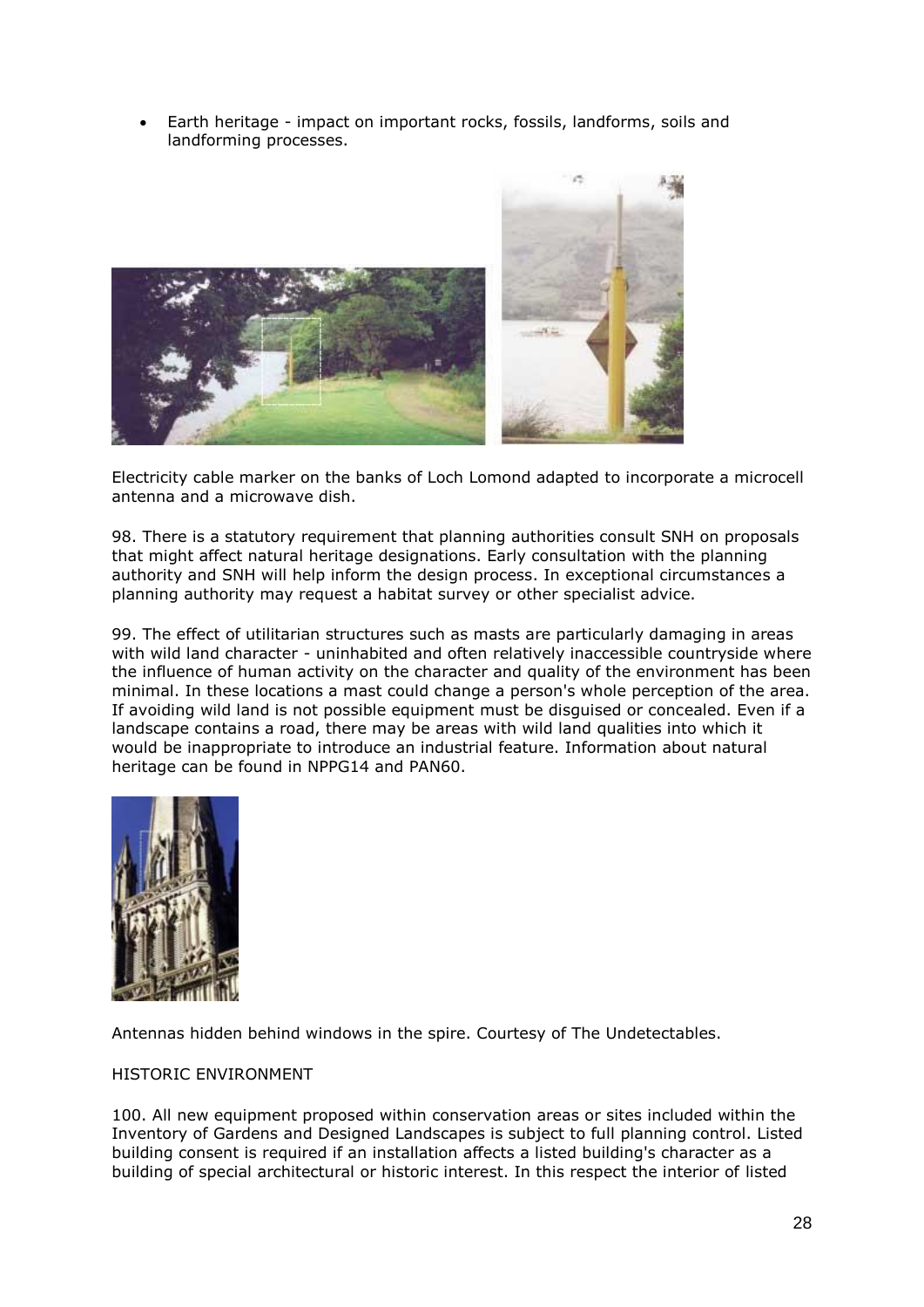- Earth heritage - impact on important rocks, fossils, landforms, soils and landforming processes.

Electricity cable marker on the banks of Loch Lomond adapted to incorporate a microcell antenna and a microwave dish.

98. There is a statutory requirement that planning authorities consult SNH on proposals that might affect natural heritage designations. Early consultation with the planning authority and SNH will help inform the design process. In exceptional circumstances a planning authority may request a habitat survey or other specialist advice.

99. The effect of utilitarian structures such as masts are particularly damaging in areas with wild land character - uninhabited and often relatively inaccessible countryside where the influence of human activity on the character and quality of the environment has been minimal. In these locations a mast could change a person's whole perception of the area. If avoiding wild land is not possible equipment must be disguised or concealed. Even if a landscape contains a road, there may be areas with wild land qualities into which it would be inappropriate to introduce an industrial feature. Information about natural heritage can be found in NPPG14 and PAN60.

Antennas hidden behind windows in the spire. Courtesy of The Undetectables.

HISTORIC ENVIRONMENT

100. All new equipment proposed within conservation areas or sites included within the Inventory of Gardens and Designed Landscapes is subject to full planning control. Listed building consent is required if an installation affects a listed building's character as a building of special architectural or historic interest. In this respect the interior of listed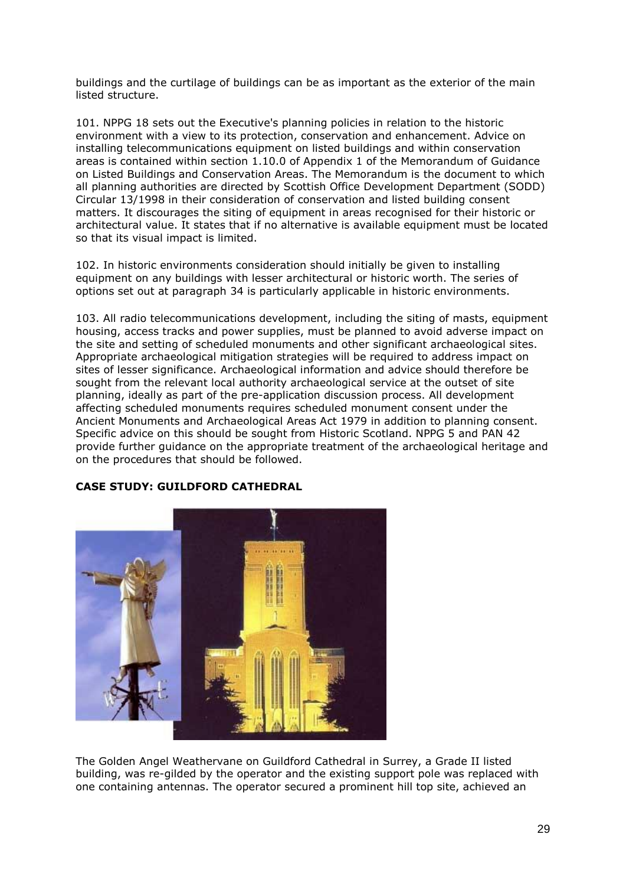buildings and the curtilage of buildings can be as important as the exterior of the main listed structure.

101. NPPG 18 sets out the Executive's planning policies in relation to the historic environment with a view to its protection, conservation and enhancement. Advice on installing telecommunications equipment on listed buildings and within conservation areas is contained within section 1.10.0 of Appendix 1 of the Memorandum of Guidance on Listed Buildings and Conservation Areas. The Memorandum is the document to which all planning authorities are directed by Scottish Office Development Department (SODD) Circular 13/1998 in their consideration of conservation and listed building consent matters. It discourages the siting of equipment in areas recognised for their historic or architectural value. It states that if no alternative is available equipment must be located so that its visual impact is limited.

102. In historic environments consideration should initially be given to installing equipment on any buildings with lesser architectural or historic worth. The series of options set out at paragraph 34 is particularly applicable in historic environments.

103. All radio telecommunications development, including the siting of masts, equipment housing, access tracks and power supplies, must be planned to avoid adverse impact on the site and setting of scheduled monuments and other significant archaeological sites. Appropriate archaeological mitigation strategies will be required to address impact on sites of lesser significance. Archaeological information and advice should therefore be sought from the relevant local authority archaeological service at the outset of site planning, ideally as part of the pre-application discussion process. All development affecting scheduled monuments requires scheduled monument consent under the Ancient Monuments and Archaeological Areas Act 1979 in addition to planning consent. Specific advice on this should be sought from Historic Scotland. NPPG 5 and PAN 42 provide further guidance on the appropriate treatment of the archaeological heritage and on the procedures that should be followed.

**CASE STUDY: GUILDFORD CATHEDRAL**

The Golden Angel Weathervane on Guildford Cathedral in Surrey, a Grade II listed building, was re-gilded by the operator and the existing support pole was replaced with one containing antennas. The operator secured a prominent hill top site, achieved an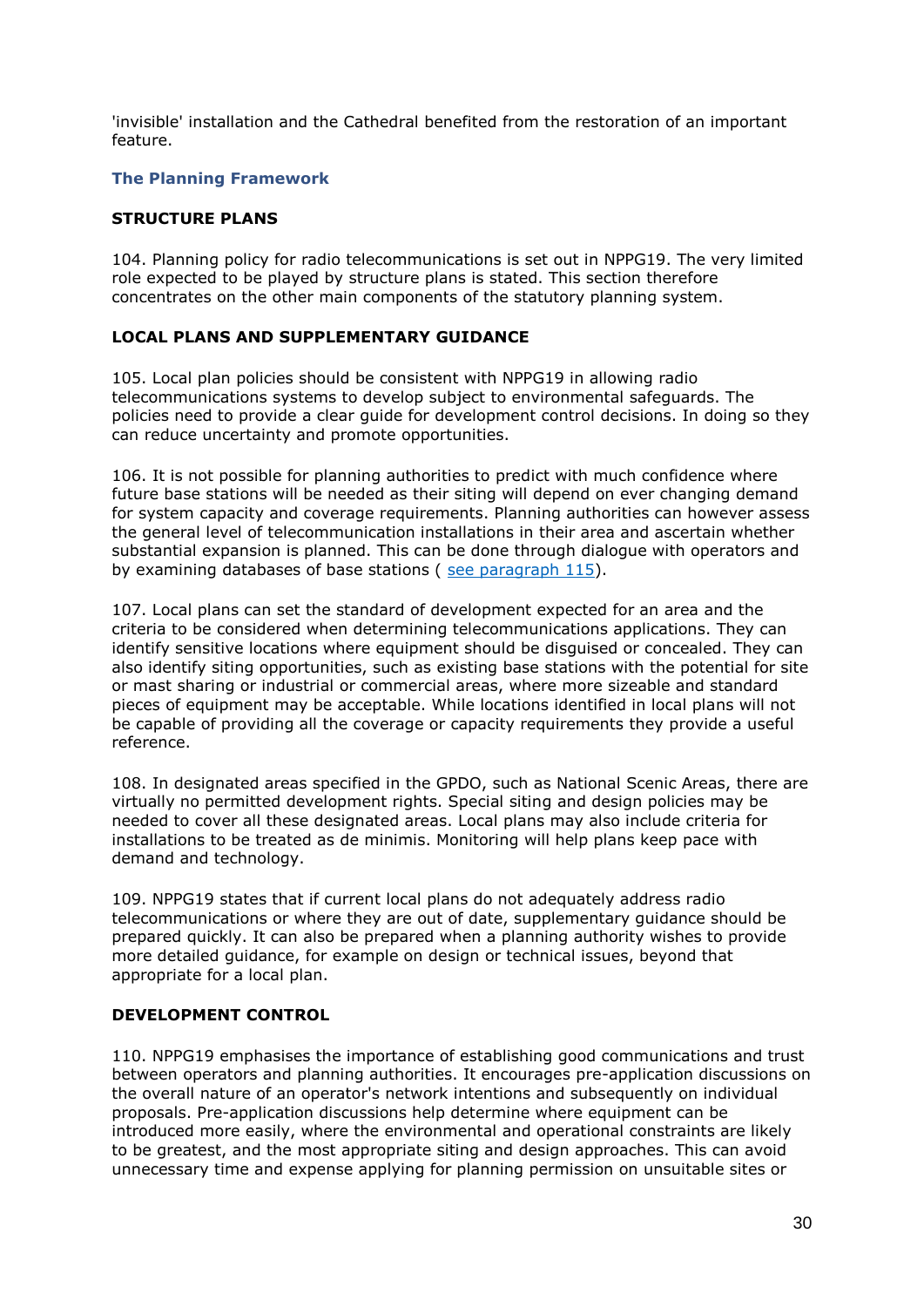'invisible' installation and the Cathedral benefited from the restoration of an important feature.

## The Planning Framework

### STRUCTURE PLANS

104. Planning policy for radio telecommunications is set out in NPPG19. The very limited role expected to be played by structure plans is stated. This section therefore concentrates on the other main components of the statutory planning system.

### LOCAL PLANS AND SUPPLEMENTARY GUIDANCE

105. Local plan policies should be consistent with NPPG19 in allowing radio telecommunications systems to develop subject to environmental safeguards. The policies need to provide a clear guide for development control decisions. In doing so they can reduce uncertainty and promote opportunities.

106. It is not possible for planning authorities to predict with much confidence where future base stations will be needed as their siting will depend on ever changing demand for system capacity and coverage requirements. Planning authorities can however assess the general level of telecommunication installations in their area and ascertain whether substantial expansion is planned. This can be done through dialogue with operators and by examining databases of base stations ( see paragraph 115).

107. Local plans can set the standard of development expected for an area and the criteria to be considered when determining telecommunications applications. They can identify sensitive locations where equipment should be disguised or concealed. They can also identify siting opportunities, such as existing base stations with the potential for site or mast sharing or industrial or commercial areas, where more sizeable and standard pieces of equipment may be acceptable. While locations identified in local plans will not be capable of providing all the coverage or capacity requirements they provide a useful reference.

108. In designated areas specified in the GPDO, such as National Scenic Areas, there are virtually no permitted development rights. Special siting and design policies may be needed to cover all these designated areas. Local plans may also include criteria for installations to be treated as de minimis. Monitoring will help plans keep pace with demand and technology.

109. NPPG19 states that if current local plans do not adequately address radio telecommunications or where they are out of date, supplementary guidance should be prepared quickly. It can also be prepared when a planning authority wishes to provide more detailed guidance, for example on design or technical issues, beyond that appropriate for a local plan.

### DEVELOPMENT CONTROL

110. NPPG19 emphasises the importance of establishing good communications and trust between operators and planning authorities. It encourages pre-application discussions on the overall nature of an operator's network intentions and subsequently on individual proposals. Pre-application discussions help determine where equipment can be introduced more easily, where the environmental and operational constraints are likely to be greatest, and the most appropriate siting and design approaches. This can avoid unnecessary time and expense applying for planning permission on unsuitable sites or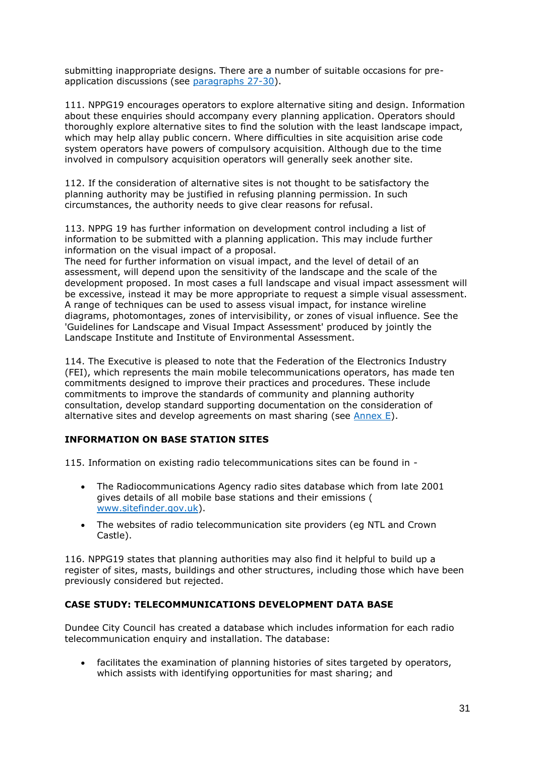submitting inappropriate designs. There are a number of suitable occasions for pre-application discussions (see [paragraphs 27-30](#)).

111. NPPG19 encourages operators to explore alternative siting and design. Information about these enquiries should accompany every planning application. Operators should thoroughly explore alternative sites to find the solution with the least landscape impact, which may help allay public concern. Where difficulties in site acquisition arise code system operators have powers of compulsory acquisition. Although due to the time involved in compulsory acquisition operators will generally seek another site.

112. If the consideration of alternative sites is not thought to be satisfactory the planning authority may be justified in refusing planning permission. In such circumstances, the authority needs to give clear reasons for refusal.

113. NPPG 19 has further information on development control including a list of information to be submitted with a planning application. This may include further information on the visual impact of a proposal.
The need for further information on visual impact, and the level of detail of an assessment, will depend upon the sensitivity of the landscape and the scale of the development proposed. In most cases a full landscape and visual impact assessment will be excessive, instead it may be more appropriate to request a simple visual assessment. A range of techniques can be used to assess visual impact, for instance wireline diagrams, photomontages, zones of intervisibility, or zones of visual influence. See the 'Guidelines for Landscape and Visual Impact Assessment' produced by jointly the Landscape Institute and Institute of Environmental Assessment.

114. The Executive is pleased to note that the Federation of the Electronics Industry (FEI), which represents the main mobile telecommunications operators, has made ten commitments designed to improve their practices and procedures. These include commitments to improve the standards of community and planning authority consultation, develop standard supporting documentation on the consideration of alternative sites and develop agreements on mast sharing (see [Annex E](#)).

**INFORMATION ON BASE STATION SITES**

115. Information on existing radio telecommunications sites can be found in -

- The Radiocommunications Agency radio sites database which from late 2001 gives details of all mobile base stations and their emissions ( [www.sitefinder.gov.uk](http://www.sitefinder.gov.uk)).
- The websites of radio telecommunication site providers (eg NTL and Crown Castle).

116. NPPG19 states that planning authorities may also find it helpful to build up a register of sites, masts, buildings and other structures, including those which have been previously considered but rejected.

**CASE STUDY: TELECOMMUNICATIONS DEVELOPMENT DATA BASE**

Dundee City Council has created a database which includes information for each radio telecommunication enquiry and installation. The database:

- facilitates the examination of planning histories of sites targeted by operators, which assists with identifying opportunities for mast sharing; and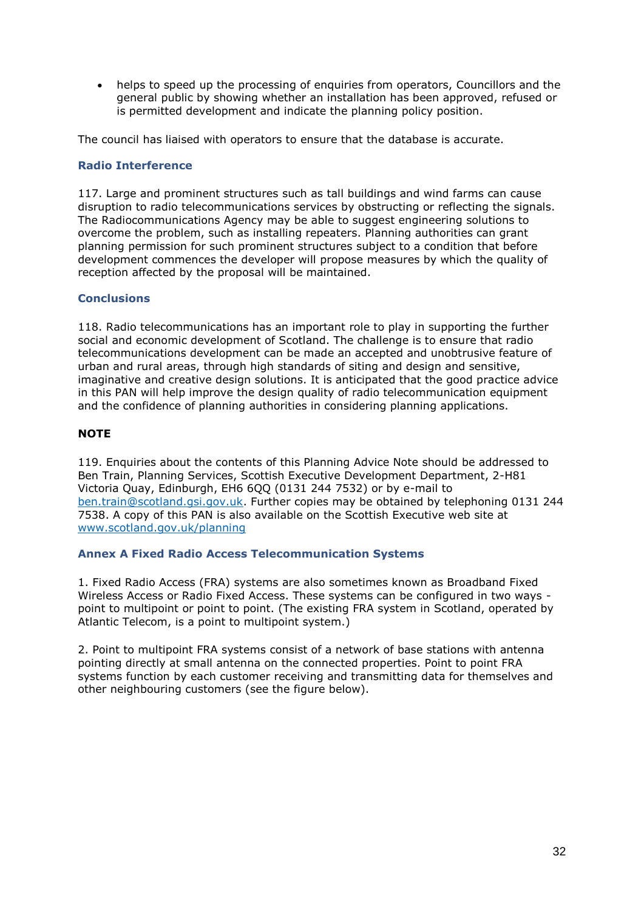- helps to speed up the processing of enquiries from operators, Councillors and the general public by showing whether an installation has been approved, refused or is permitted development and indicate the planning policy position.

The council has liaised with operators to ensure that the database is accurate.

### Radio Interference

117. Large and prominent structures such as tall buildings and wind farms can cause disruption to radio telecommunications services by obstructing or reflecting the signals. The Radiocommunications Agency may be able to suggest engineering solutions to overcome the problem, such as installing repeaters. Planning authorities can grant planning permission for such prominent structures subject to a condition that before development commences the developer will propose measures by which the quality of reception affected by the proposal will be maintained.

### Conclusions

118. Radio telecommunications has an important role to play in supporting the further social and economic development of Scotland. The challenge is to ensure that radio telecommunications development can be made an accepted and unobtrusive feature of urban and rural areas, through high standards of siting and design and sensitive, imaginative and creative design solutions. It is anticipated that the good practice advice in this PAN will help improve the design quality of radio telecommunication equipment and the confidence of planning authorities in considering planning applications.

### NOTE

119. Enquiries about the contents of this Planning Advice Note should be addressed to Ben Train, Planning Services, Scottish Executive Development Department, 2-H81 Victoria Quay, Edinburgh, EH6 6QQ (0131 244 7532) or by e-mail to [ben.train@scotland.gsi.gov.uk](mailto:ben.train@scotland.gsi.gov.uk). Further copies may be obtained by telephoning 0131 244 7538. A copy of this PAN is also available on the Scottish Executive web site at [www.scotland.gov.uk/planning](http://www.scotland.gov.uk/planning)

### Annex A Fixed Radio Access Telecommunication Systems

1. Fixed Radio Access (FRA) systems are also sometimes known as Broadband Fixed Wireless Access or Radio Fixed Access. These systems can be configured in two ways - point to multipoint or point to point. (The existing FRA system in Scotland, operated by Atlantic Telecom, is a point to multipoint system.)

2. Point to multipoint FRA systems consist of a network of base stations with antenna pointing directly at small antenna on the connected properties. Point to point FRA systems function by each customer receiving and transmitting data for themselves and other neighbouring customers (see the figure below).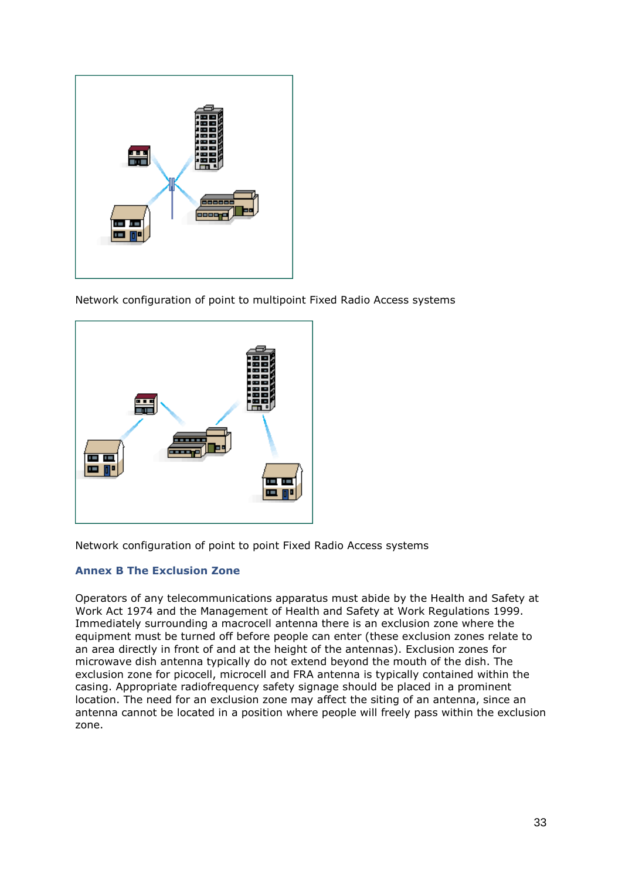Network configuration of point to multipoint Fixed Radio Access systems

Network configuration of point to point Fixed Radio Access systems

## Annex B The Exclusion Zone

Operators of any telecommunications apparatus must abide by the Health and Safety at Work Act 1974 and the Management of Health and Safety at Work Regulations 1999. Immediately surrounding a macrocell antenna there is an exclusion zone where the equipment must be turned off before people can enter (these exclusion zones relate to an area directly in front of and at the height of the antennas). Exclusion zones for microwave dish antenna typically do not extend beyond the mouth of the dish. The exclusion zone for picocell, microcell and FRA antenna is typically contained within the casing. Appropriate radiofrequency safety signage should be placed in a prominent location. The need for an exclusion zone may affect the siting of an antenna, since an antenna cannot be located in a position where people will freely pass within the exclusion zone.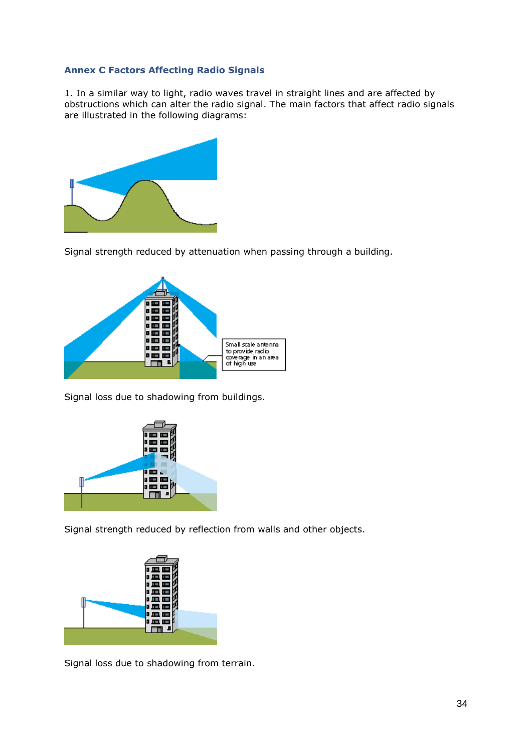### Annex C Factors Affecting Radio Signals

1. In a similar way to light, radio waves travel in straight lines and are affected by obstructions which can alter the radio signal. The main factors that affect radio signals are illustrated in the following diagrams:

Signal strength reduced by attenuation when passing through a building.

Small scale antenna to provide radio coverage in an area of high use

Signal loss due to shadowing from buildings.

Signal strength reduced by reflection from walls and other objects.

Signal loss due to shadowing from terrain.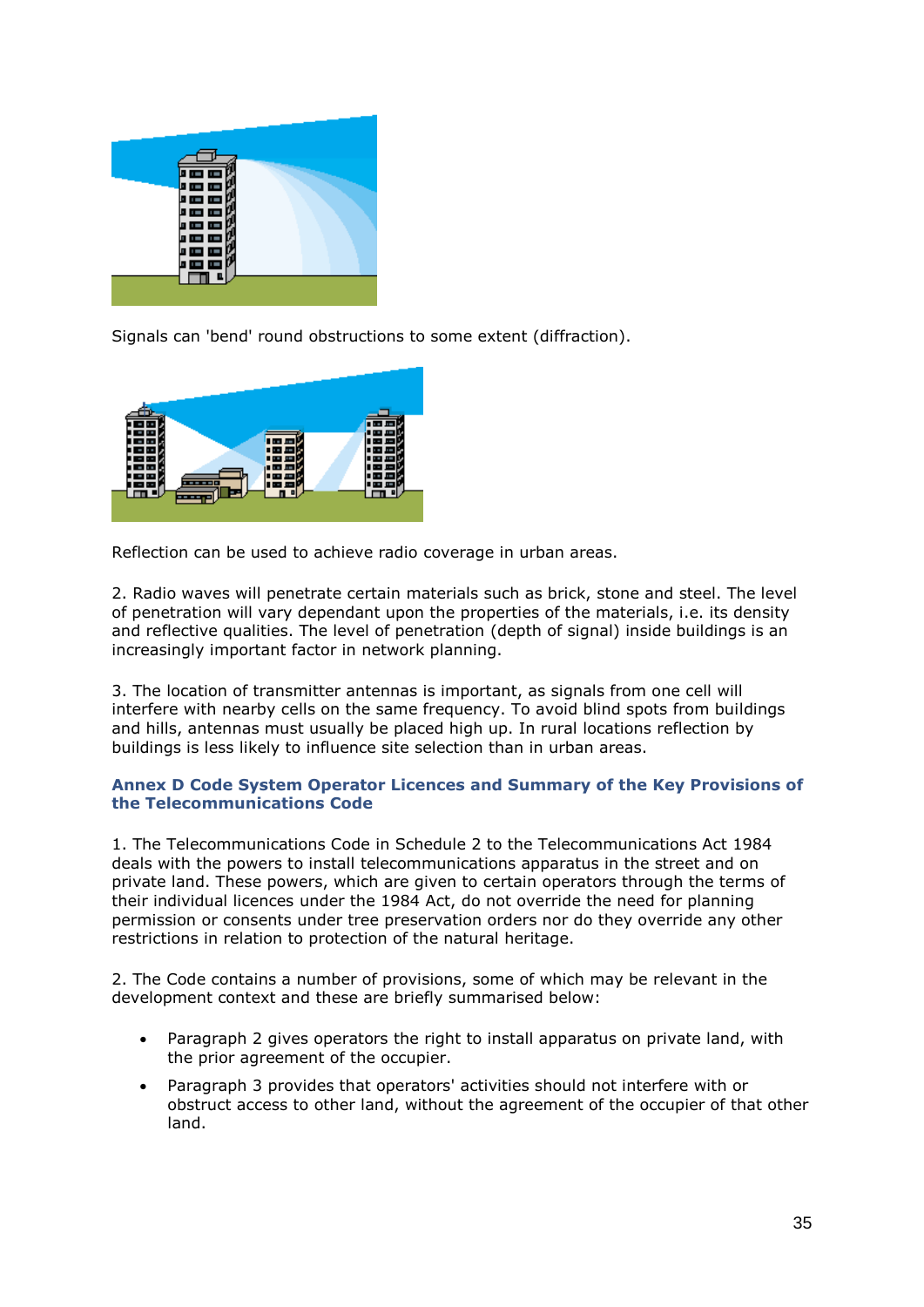Signals can 'bend' round obstructions to some extent (diffraction).

Reflection can be used to achieve radio coverage in urban areas.

2. Radio waves will penetrate certain materials such as brick, stone and steel. The level of penetration will vary dependant upon the properties of the materials, i.e. its density and reflective qualities. The level of penetration (depth of signal) inside buildings is an increasingly important factor in network planning.

3. The location of transmitter antennas is important, as signals from one cell will interfere with nearby cells on the same frequency. To avoid blind spots from buildings and hills, antennas must usually be placed high up. In rural locations reflection by buildings is less likely to influence site selection than in urban areas.

## Annex D Code System Operator Licences and Summary of the Key Provisions of the Telecommunications Code

1. The Telecommunications Code in Schedule 2 to the Telecommunications Act 1984 deals with the powers to install telecommunications apparatus in the street and on private land. These powers, which are given to certain operators through the terms of their individual licences under the 1984 Act, do not override the need for planning permission or consents under tree preservation orders nor do they override any other restrictions in relation to protection of the natural heritage.

2. The Code contains a number of provisions, some of which may be relevant in the development context and these are briefly summarised below:

- Paragraph 2 gives operators the right to install apparatus on private land, with the prior agreement of the occupier.
- Paragraph 3 provides that operators' activities should not interfere with or obstruct access to other land, without the agreement of the occupier of that other land.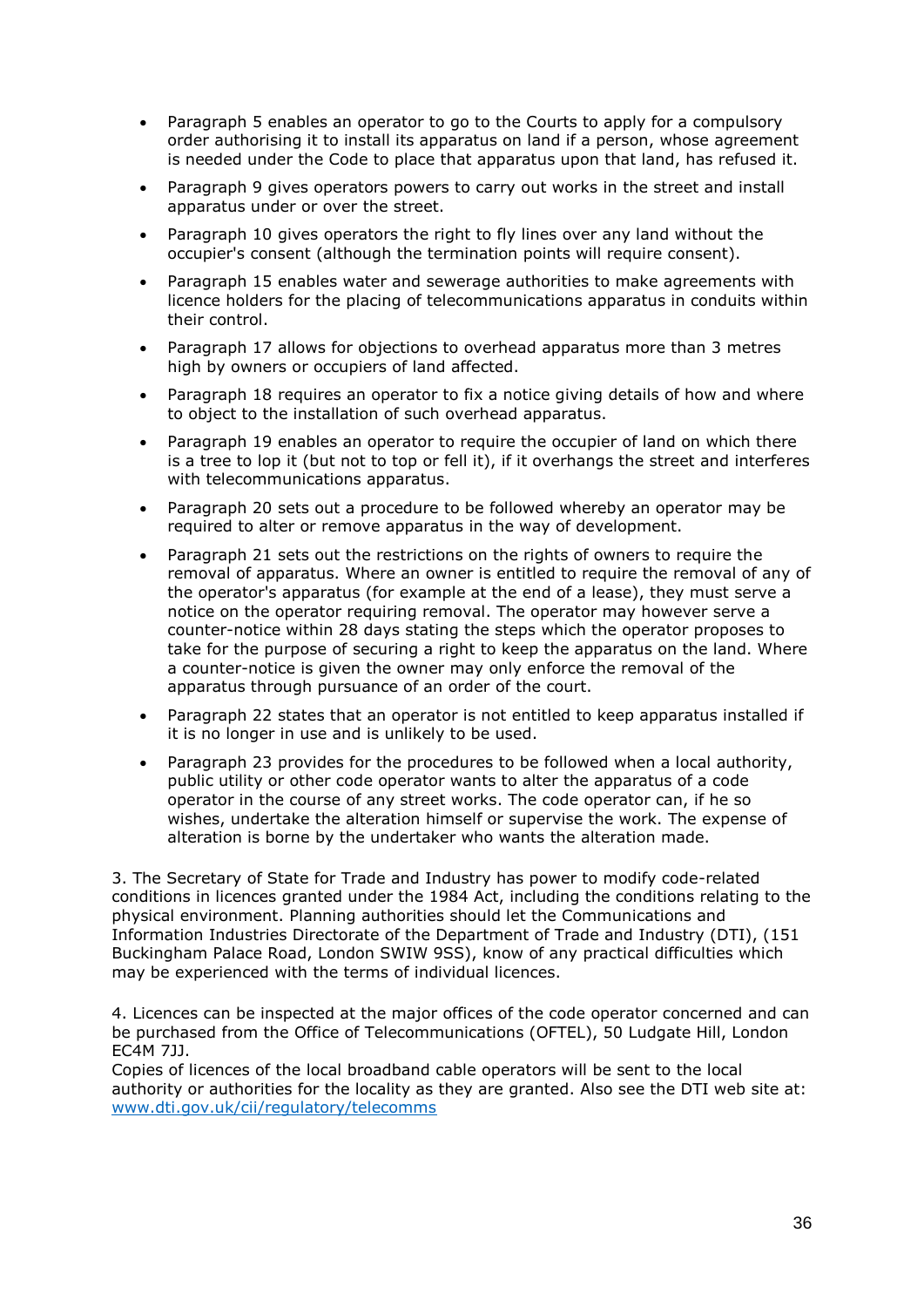- Paragraph 5 enables an operator to go to the Courts to apply for a compulsory order authorising it to install its apparatus on land if a person, whose agreement is needed under the Code to place that apparatus upon that land, has refused it.
- Paragraph 9 gives operators powers to carry out works in the street and install apparatus under or over the street.
- Paragraph 10 gives operators the right to fly lines over any land without the occupier's consent (although the termination points will require consent).
- Paragraph 15 enables water and sewerage authorities to make agreements with licence holders for the placing of telecommunications apparatus in conduits within their control.
- Paragraph 17 allows for objections to overhead apparatus more than 3 metres high by owners or occupiers of land affected.
- Paragraph 18 requires an operator to fix a notice giving details of how and where to object to the installation of such overhead apparatus.
- Paragraph 19 enables an operator to require the occupier of land on which there is a tree to lop it (but not to top or fell it), if it overhangs the street and interferes with telecommunications apparatus.
- Paragraph 20 sets out a procedure to be followed whereby an operator may be required to alter or remove apparatus in the way of development.
- Paragraph 21 sets out the restrictions on the rights of owners to require the removal of apparatus. Where an owner is entitled to require the removal of any of the operator's apparatus (for example at the end of a lease), they must serve a notice on the operator requiring removal. The operator may however serve a counter-notice within 28 days stating the steps which the operator proposes to take for the purpose of securing a right to keep the apparatus on the land. Where a counter-notice is given the owner may only enforce the removal of the apparatus through pursuance of an order of the court.
- Paragraph 22 states that an operator is not entitled to keep apparatus installed if it is no longer in use and is unlikely to be used.
- Paragraph 23 provides for the procedures to be followed when a local authority, public utility or other code operator wants to alter the apparatus of a code operator in the course of any street works. The code operator can, if he so wishes, undertake the alteration himself or supervise the work. The expense of alteration is borne by the undertaker who wants the alteration made.

3. The Secretary of State for Trade and Industry has power to modify code-related conditions in licences granted under the 1984 Act, including the conditions relating to the physical environment. Planning authorities should let the Communications and Information Industries Directorate of the Department of Trade and Industry (DTI), (151 Buckingham Palace Road, London SWIW 9SS), know of any practical difficulties which may be experienced with the terms of individual licences.

4. Licences can be inspected at the major offices of the code operator concerned and can be purchased from the Office of Telecommunications (OFTEL), 50 Ludgate Hill, London EC4M 7JJ.
Copies of licences of the local broadband cable operators will be sent to the local authority or authorities for the locality as they are granted. Also see the DTI web site at: www.dti.gov.uk/cii/regulatory/telecomms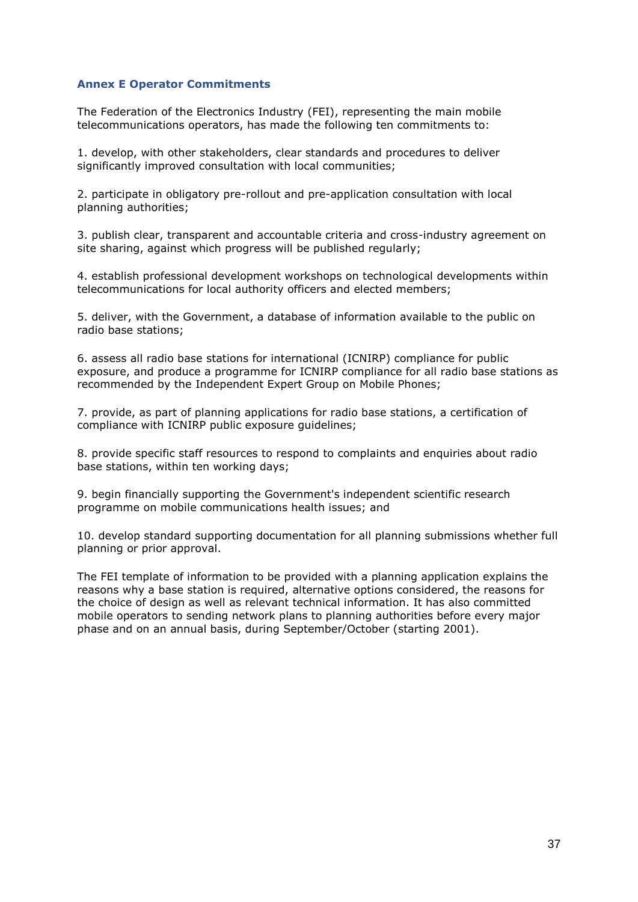## Annex E Operator Commitments

The Federation of the Electronics Industry (FEI), representing the main mobile telecommunications operators, has made the following ten commitments to:

1. develop, with other stakeholders, clear standards and procedures to deliver significantly improved consultation with local communities;

2. participate in obligatory pre-rollout and pre-application consultation with local planning authorities;

3. publish clear, transparent and accountable criteria and cross-industry agreement on site sharing, against which progress will be published regularly;

4. establish professional development workshops on technological developments within telecommunications for local authority officers and elected members;

5. deliver, with the Government, a database of information available to the public on radio base stations;

6. assess all radio base stations for international (ICNIRP) compliance for public exposure, and produce a programme for ICNIRP compliance for all radio base stations as recommended by the Independent Expert Group on Mobile Phones;

7. provide, as part of planning applications for radio base stations, a certification of compliance with ICNIRP public exposure guidelines;

8. provide specific staff resources to respond to complaints and enquiries about radio base stations, within ten working days;

9. begin financially supporting the Government's independent scientific research programme on mobile communications health issues; and

10. develop standard supporting documentation for all planning submissions whether full planning or prior approval.

The FEI template of information to be provided with a planning application explains the reasons why a base station is required, alternative options considered, the reasons for the choice of design as well as relevant technical information. It has also committed mobile operators to sending network plans to planning authorities before every major phase and on an annual basis, during September/October (starting 2001).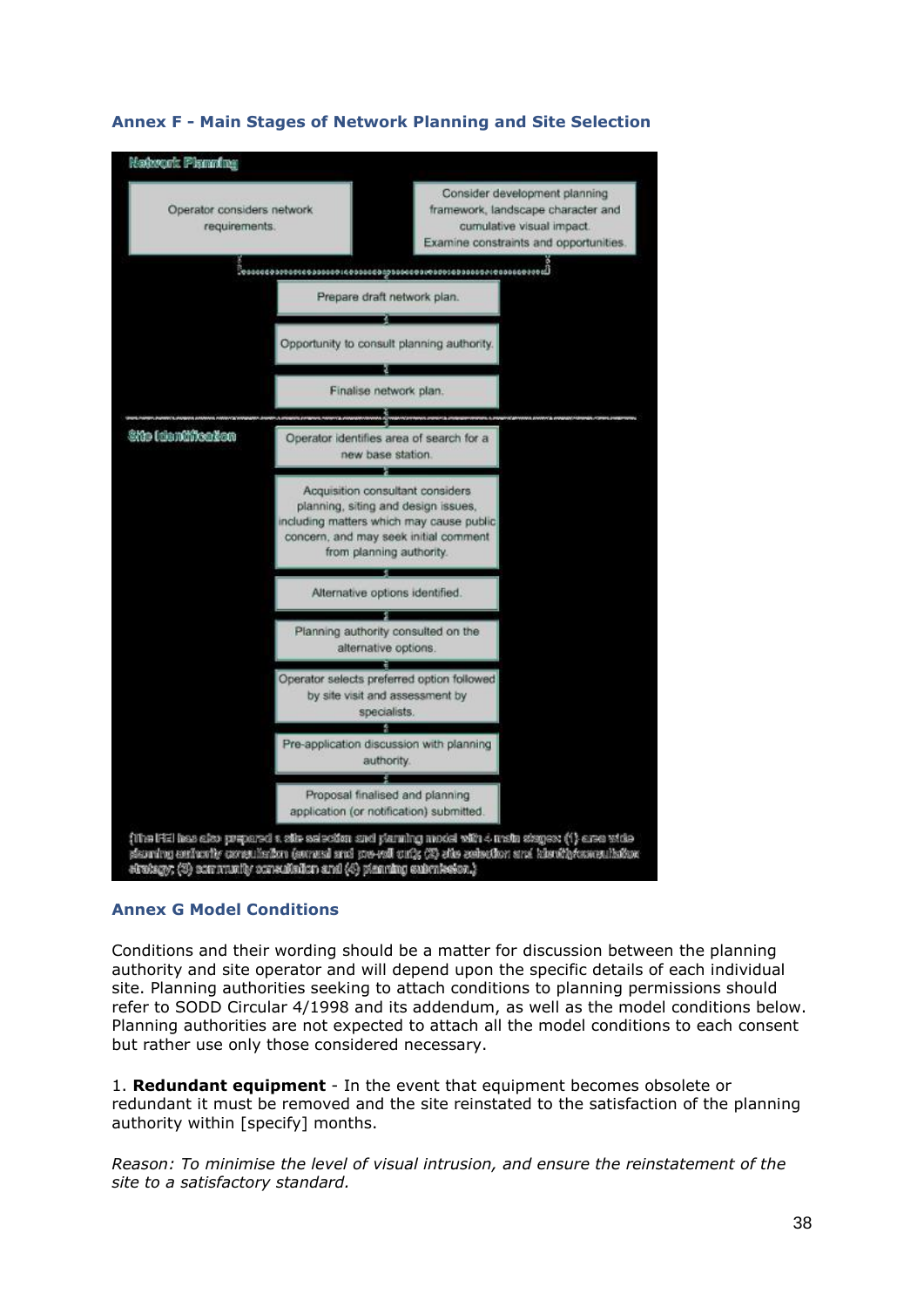### Annex F - Main Stages of Network Planning and Site Selection

**Network Planning**

- Operator considers network requirements.
- Consider development planning framework, landscape character and cumulative visual impact. Examine constraints and opportunities.
- Prepare draft network plan.
- Opportunity to consult planning authority.
- Finalise network plan.

**Site Identification**

- Operator identifies area of search for a new base station.
- Acquisition consultant considers planning, siting and design issues, including matters which may cause public concern, and may seek initial comment from planning authority.
- Alternative options identified.
- Planning authority consulted on the alternative options.
- Operator selects preferred option followed by site visit and assessment by specialists.
- Pre-application discussion with planning authority.
- Proposal finalised and planning application (or notification) submitted.

(The FEI has also prepared a site selection and planning model with 4 main stages: (1) area wide planning authority consultation (annual and pre-roll out); (2) site selection and identify consultation strategy; (3) community consultation and (4) planning submission.)

### Annex G Model Conditions

Conditions and their wording should be a matter for discussion between the planning authority and site operator and will depend upon the specific details of each individual site. Planning authorities seeking to attach conditions to planning permissions should refer to SODD Circular 4/1998 and its addendum, as well as the model conditions below. Planning authorities are not expected to attach all the model conditions to each consent but rather use only those considered necessary.

1. **Redundant equipment** - In the event that equipment becomes obsolete or redundant it must be removed and the site reinstated to the satisfaction of the planning authority within [specify] months.

*Reason: To minimise the level of visual intrusion, and ensure the reinstatement of the site to a satisfactory standard.*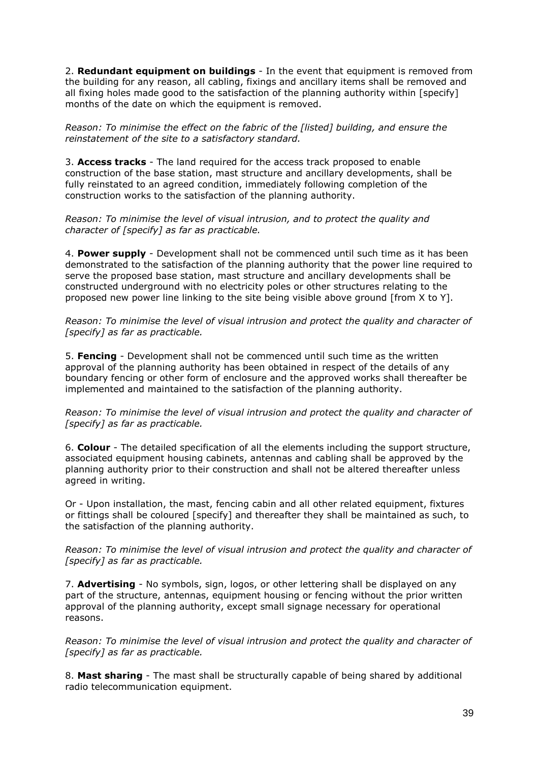2. **Redundant equipment on buildings** - In the event that equipment is removed from the building for any reason, all cabling, fixings and ancillary items shall be removed and all fixing holes made good to the satisfaction of the planning authority within [specify] months of the date on which the equipment is removed.

*Reason: To minimise the effect on the fabric of the [listed] building, and ensure the reinstatement of the site to a satisfactory standard.*

3. **Access tracks** - The land required for the access track proposed to enable construction of the base station, mast structure and ancillary developments, shall be fully reinstated to an agreed condition, immediately following completion of the construction works to the satisfaction of the planning authority.

*Reason: To minimise the level of visual intrusion, and to protect the quality and character of [specify] as far as practicable.*

4. **Power supply** - Development shall not be commenced until such time as it has been demonstrated to the satisfaction of the planning authority that the power line required to serve the proposed base station, mast structure and ancillary developments shall be constructed underground with no electricity poles or other structures relating to the proposed new power line linking to the site being visible above ground [from X to Y].

*Reason: To minimise the level of visual intrusion and protect the quality and character of [specify] as far as practicable.*

5. **Fencing** - Development shall not be commenced until such time as the written approval of the planning authority has been obtained in respect of the details of any boundary fencing or other form of enclosure and the approved works shall thereafter be implemented and maintained to the satisfaction of the planning authority.

*Reason: To minimise the level of visual intrusion and protect the quality and character of [specify] as far as practicable.*

6. **Colour** - The detailed specification of all the elements including the support structure, associated equipment housing cabinets, antennas and cabling shall be approved by the planning authority prior to their construction and shall not be altered thereafter unless agreed in writing.

Or - Upon installation, the mast, fencing cabin and all other related equipment, fixtures or fittings shall be coloured [specify] and thereafter they shall be maintained as such, to the satisfaction of the planning authority.

*Reason: To minimise the level of visual intrusion and protect the quality and character of [specify] as far as practicable.*

7. **Advertising** - No symbols, sign, logos, or other lettering shall be displayed on any part of the structure, antennas, equipment housing or fencing without the prior written approval of the planning authority, except small signage necessary for operational reasons.

*Reason: To minimise the level of visual intrusion and protect the quality and character of [specify] as far as practicable.*

8. **Mast sharing** - The mast shall be structurally capable of being shared by additional radio telecommunication equipment.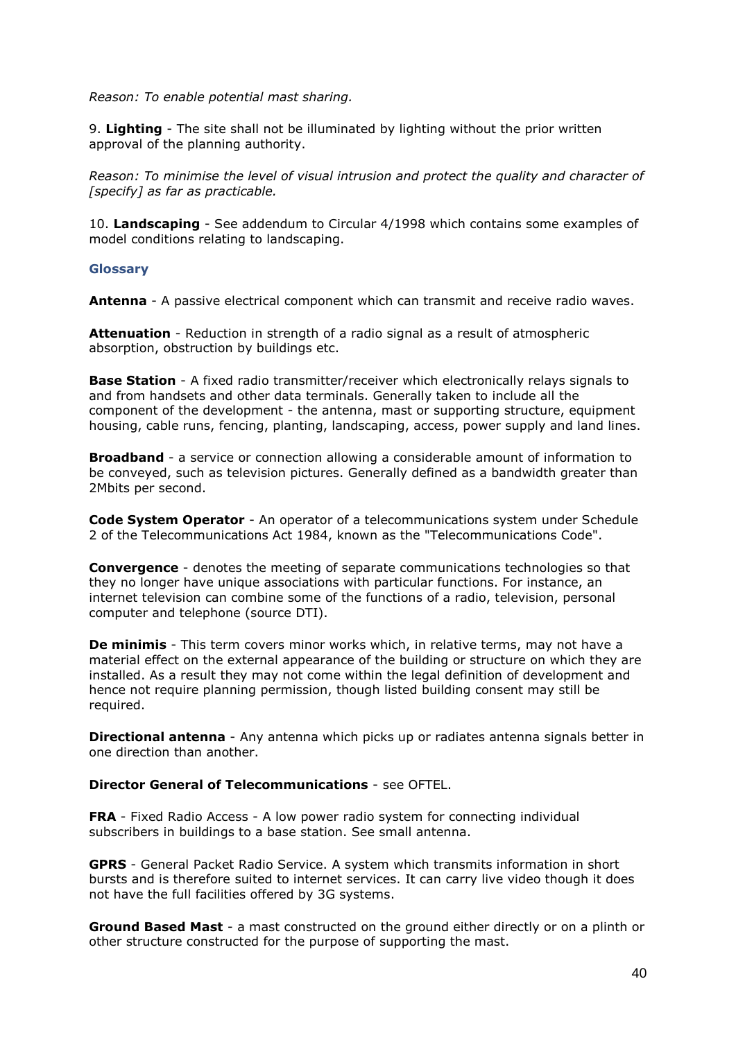*Reason: To enable potential mast sharing.*

9. **Lighting** - The site shall not be illuminated by lighting without the prior written approval of the planning authority.

*Reason: To minimise the level of visual intrusion and protect the quality and character of [specify] as far as practicable.*

10. **Landscaping** - See addendum to Circular 4/1998 which contains some examples of model conditions relating to landscaping.

### Glossary

**Antenna** - A passive electrical component which can transmit and receive radio waves.

**Attenuation** - Reduction in strength of a radio signal as a result of atmospheric absorption, obstruction by buildings etc.

**Base Station** - A fixed radio transmitter/receiver which electronically relays signals to and from handsets and other data terminals. Generally taken to include all the component of the development - the antenna, mast or supporting structure, equipment housing, cable runs, fencing, planting, landscaping, access, power supply and land lines.

**Broadband** - a service or connection allowing a considerable amount of information to be conveyed, such as television pictures. Generally defined as a bandwidth greater than 2Mbits per second.

**Code System Operator** - An operator of a telecommunications system under Schedule 2 of the Telecommunications Act 1984, known as the "Telecommunications Code".

**Convergence** - denotes the meeting of separate communications technologies so that they no longer have unique associations with particular functions. For instance, an internet television can combine some of the functions of a radio, television, personal computer and telephone (source DTI).

**De minimis** - This term covers minor works which, in relative terms, may not have a material effect on the external appearance of the building or structure on which they are installed. As a result they may not come within the legal definition of development and hence not require planning permission, though listed building consent may still be required.

**Directional antenna** - Any antenna which picks up or radiates antenna signals better in one direction than another.

**Director General of Telecommunications** - see OFTEL.

**FRA** - Fixed Radio Access - A low power radio system for connecting individual subscribers in buildings to a base station. See small antenna.

**GPRS** - General Packet Radio Service. A system which transmits information in short bursts and is therefore suited to internet services. It can carry live video though it does not have the full facilities offered by 3G systems.

**Ground Based Mast** - a mast constructed on the ground either directly or on a plinth or other structure constructed for the purpose of supporting the mast.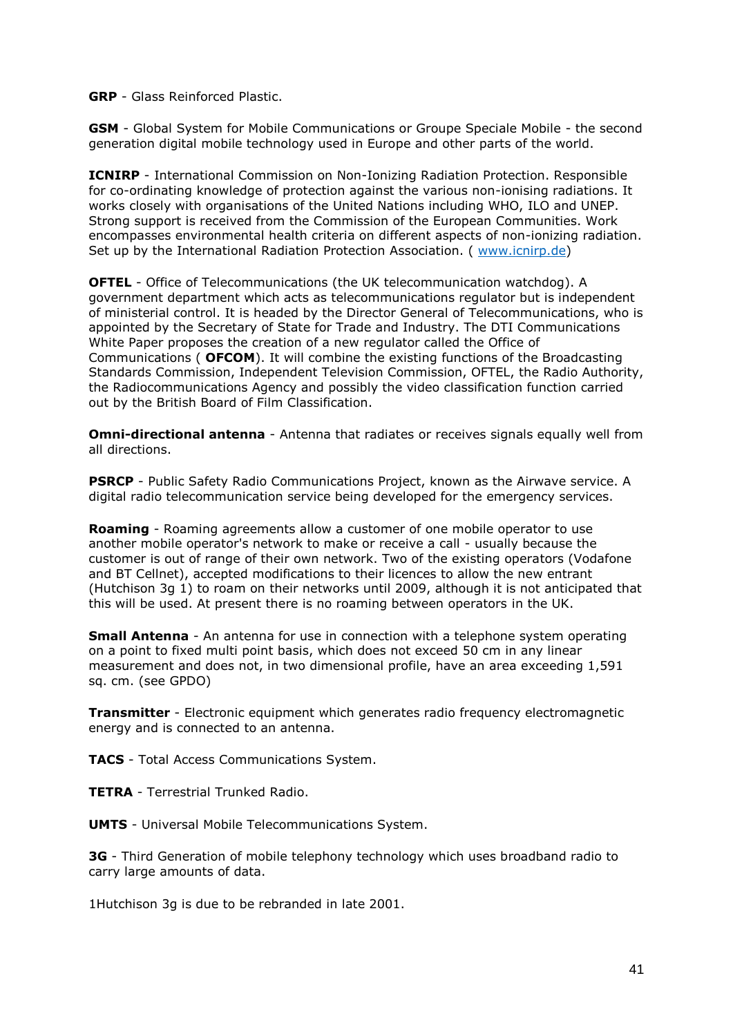**GRP** - Glass Reinforced Plastic.

**GSM** - Global System for Mobile Communications or Groupe Speciale Mobile - the second generation digital mobile technology used in Europe and other parts of the world.

**ICNIRP** - International Commission on Non-Ionizing Radiation Protection. Responsible for co-ordinating knowledge of protection against the various non-ionising radiations. It works closely with organisations of the United Nations including WHO, ILO and UNEP. Strong support is received from the Commission of the European Communities. Work encompasses environmental health criteria on different aspects of non-ionizing radiation. Set up by the International Radiation Protection Association. ( www.icnirp.de)

**OFTEL** - Office of Telecommunications (the UK telecommunication watchdog). A government department which acts as telecommunications regulator but is independent of ministerial control. It is headed by the Director General of Telecommunications, who is appointed by the Secretary of State for Trade and Industry. The DTI Communications White Paper proposes the creation of a new regulator called the Office of Communications ( **OFCOM**). It will combine the existing functions of the Broadcasting Standards Commission, Independent Television Commission, OFTEL, the Radio Authority, the Radiocommunications Agency and possibly the video classification function carried out by the British Board of Film Classification.

**Omni-directional antenna** - Antenna that radiates or receives signals equally well from all directions.

**PSRCP** - Public Safety Radio Communications Project, known as the Airwave service. A digital radio telecommunication service being developed for the emergency services.

**Roaming** - Roaming agreements allow a customer of one mobile operator to use another mobile operator's network to make or receive a call - usually because the customer is out of range of their own network. Two of the existing operators (Vodafone and BT Cellnet), accepted modifications to their licences to allow the new entrant (Hutchison 3g 1) to roam on their networks until 2009, although it is not anticipated that this will be used. At present there is no roaming between operators in the UK.

**Small Antenna** - An antenna for use in connection with a telephone system operating on a point to fixed multi point basis, which does not exceed 50 cm in any linear measurement and does not, in two dimensional profile, have an area exceeding 1,591 sq. cm. (see GPDO)

**Transmitter** - Electronic equipment which generates radio frequency electromagnetic energy and is connected to an antenna.

**TACS** - Total Access Communications System.

**TETRA** - Terrestrial Trunked Radio.

**UMTS** - Universal Mobile Telecommunications System.

**3G** - Third Generation of mobile telephony technology which uses broadband radio to carry large amounts of data.

1Hutchison 3g is due to be rebranded in late 2001.